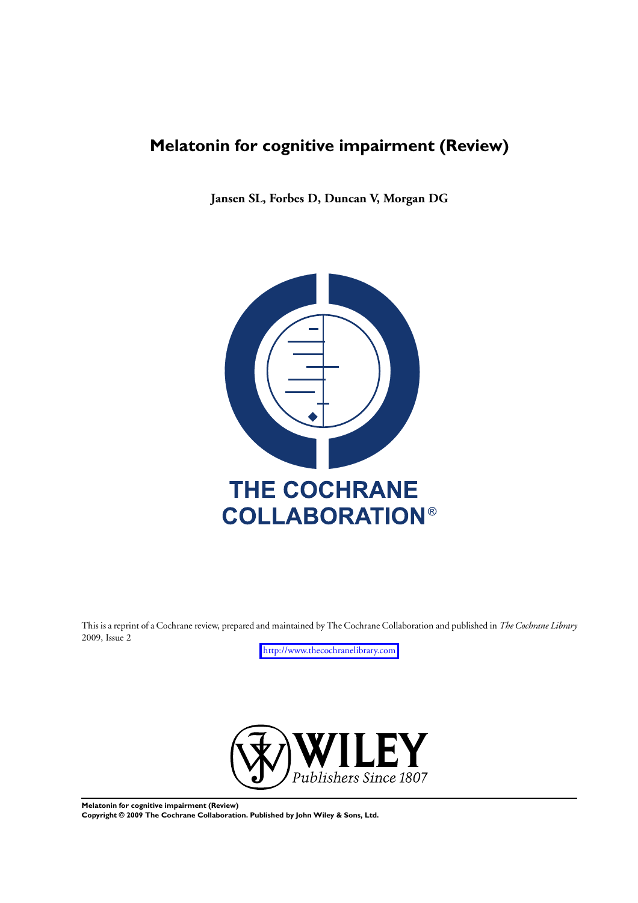# Melatonin for cognitive impairment (Review)

**Jansen SL, Forbes D, Duncan V, Morgan DG**

THE COCHRANE COLLABORATION®

This is a reprint of a Cochrane review, prepared and maintained by The Cochrane Collaboration and published in *The Cochrane Library* 2009, Issue 2

http://www.thecochranelibrary.com

WILEY
*Publishers Since 1807*

**Melatonin for cognitive impairment (Review)**
**Copyright © 2009 The Cochrane Collaboration. Published by John Wiley & Sons, Ltd.**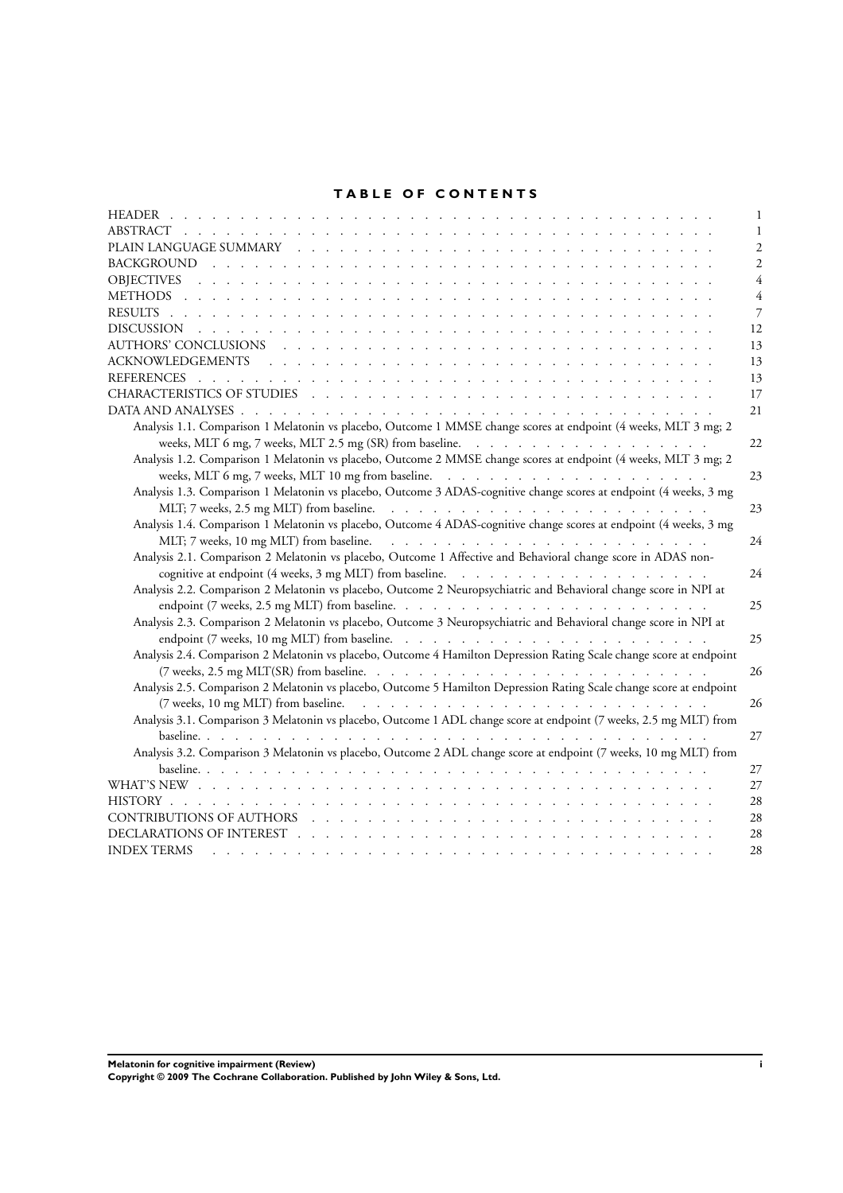# TABLE OF CONTENTS

| | |
|---|---|
| HEADER | 1 |
| ABSTRACT | 1 |
| PLAIN LANGUAGE SUMMARY | 2 |
| BACKGROUND | 2 |
| OBJECTIVES | 4 |
| METHODS | 4 |
| RESULTS | 7 |
| DISCUSSION | 12 |
| AUTHORS' CONCLUSIONS | 13 |
| ACKNOWLEDGEMENTS | 13 |
| REFERENCES | 13 |
| CHARACTERISTICS OF STUDIES | 17 |
| DATA AND ANALYSES | 21 |
| Analysis 1.1. Comparison 1 Melatonin vs placebo, Outcome 1 MMSE change scores at endpoint (4 weeks, MLT 3 mg; 2 weeks, MLT 6 mg, 7 weeks, MLT 2.5 mg (SR) from baseline. | 22 |
| Analysis 1.2. Comparison 1 Melatonin vs placebo, Outcome 2 MMSE change scores at endpoint (4 weeks, MLT 3 mg; 2 weeks, MLT 6 mg, 7 weeks, MLT 10 mg from baseline. | 23 |
| Analysis 1.3. Comparison 1 Melatonin vs placebo, Outcome 3 ADAS-cognitive change scores at endpoint (4 weeks, 3 mg MLT; 7 weeks, 2.5 mg MLT) from baseline. | 23 |
| Analysis 1.4. Comparison 1 Melatonin vs placebo, Outcome 4 ADAS-cognitive change scores at endpoint (4 weeks, 3 mg MLT; 7 weeks, 10 mg MLT) from baseline. | 24 |
| Analysis 2.1. Comparison 2 Melatonin vs placebo, Outcome 1 Affective and Behavioral change score in ADAS non-cognitive at endpoint (4 weeks, 3 mg MLT) from baseline. | 24 |
| Analysis 2.2. Comparison 2 Melatonin vs placebo, Outcome 2 Neuropsychiatric and Behavioral change score in NPI at endpoint (7 weeks, 2.5 mg MLT) from baseline. | 25 |
| Analysis 2.3. Comparison 2 Melatonin vs placebo, Outcome 3 Neuropsychiatric and Behavioral change score in NPI at endpoint (7 weeks, 10 mg MLT) from baseline. | 25 |
| Analysis 2.4. Comparison 2 Melatonin vs placebo, Outcome 4 Hamilton Depression Rating Scale change score at endpoint (7 weeks, 2.5 mg MLT(SR) from baseline. | 26 |
| Analysis 2.5. Comparison 2 Melatonin vs placebo, Outcome 5 Hamilton Depression Rating Scale change score at endpoint (7 weeks, 10 mg MLT) from baseline. | 26 |
| Analysis 3.1. Comparison 3 Melatonin vs placebo, Outcome 1 ADL change score at endpoint (7 weeks, 2.5 mg MLT) from baseline. | 27 |
| Analysis 3.2. Comparison 3 Melatonin vs placebo, Outcome 2 ADL change score at endpoint (7 weeks, 10 mg MLT) from baseline. | 27 |
| WHAT'S NEW | 27 |
| HISTORY | 28 |
| CONTRIBUTIONS OF AUTHORS | 28 |
| DECLARATIONS OF INTEREST | 28 |
| INDEX TERMS | 28 |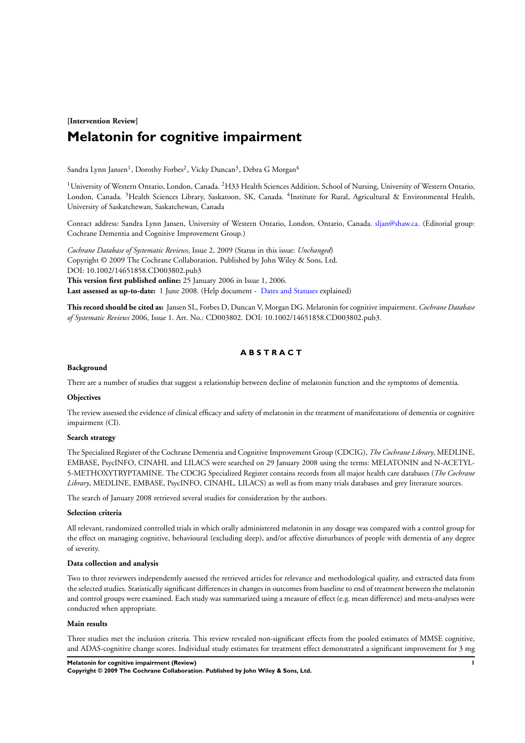**[Intervention Review]**

# Melatonin for cognitive impairment

Sandra Lynn Jansen[1], Dorothy Forbes[2], Vicky Duncan[3], Debra G Morgan[4]

[1]University of Western Ontario, London, Canada. [2]H33 Health Sciences Addition, School of Nursing, University of Western Ontario, London, Canada. [3]Health Sciences Library, Saskatoon, SK, Canada. [4]Institute for Rural, Agricultural & Environmental Health, University of Saskatchewan, Saskatchewan, Canada

Contact address: Sandra Lynn Jansen, University of Western Ontario, London, Ontario, Canada. sljan@shaw.ca. (Editorial group: Cochrane Dementia and Cognitive Improvement Group.)

*Cochrane Database of Systematic Reviews*, Issue 2, 2009 (Status in this issue: *Unchanged*)
Copyright © 2009 The Cochrane Collaboration. Published by John Wiley & Sons, Ltd.
DOI: 10.1002/14651858.CD003802.pub3
**This version first published online:** 25 January 2006 in Issue 1, 2006.
**Last assessed as up-to-date:** 1 June 2008. (Help document - Dates and Statuses explained)

**This record should be cited as:** Jansen SL, Forbes D, Duncan V, Morgan DG. Melatonin for cognitive impairment. *Cochrane Database of Systematic Reviews* 2006, Issue 1. Art. No.: CD003802. DOI: 10.1002/14651858.CD003802.pub3.

## ABSTRACT

### Background

There are a number of studies that suggest a relationship between decline of melatonin function and the symptoms of dementia.

### Objectives

The review assessed the evidence of clinical efficacy and safety of melatonin in the treatment of manifestations of dementia or cognitive impairment (CI).

### Search strategy

The Specialized Register of the Cochrane Dementia and Cognitive Improvement Group (CDCIG), *The Cochrane Library*, MEDLINE, EMBASE, PsycINFO, CINAHL and LILACS were searched on 29 January 2008 using the terms: MELATONIN and N-ACETYL-5-METHOXYTRYPTAMINE. The CDCIG Specialized Register contains records from all major health care databases (*The Cochrane Library*, MEDLINE, EMBASE, PsycINFO, CINAHL, LILACS) as well as from many trials databases and grey literature sources.

The search of January 2008 retrieved several studies for consideration by the authors.

### Selection criteria

All relevant, randomized controlled trials in which orally administered melatonin in any dosage was compared with a control group for the effect on managing cognitive, behavioural (excluding sleep), and/or affective disturbances of people with dementia of any degree of severity.

### Data collection and analysis

Two to three reviewers independently assessed the retrieved articles for relevance and methodological quality, and extracted data from the selected studies. Statistically significant differences in changes in outcomes from baseline to end of treatment between the melatonin and control groups were examined. Each study was summarized using a measure of effect (e.g. mean difference) and meta-analyses were conducted when appropriate.

### Main results

Three studies met the inclusion criteria. This review revealed non-significant effects from the pooled estimates of MMSE cognitive, and ADAS-cognitive change scores. Individual study estimates for treatment effect demonstrated a significant improvement for 3 mg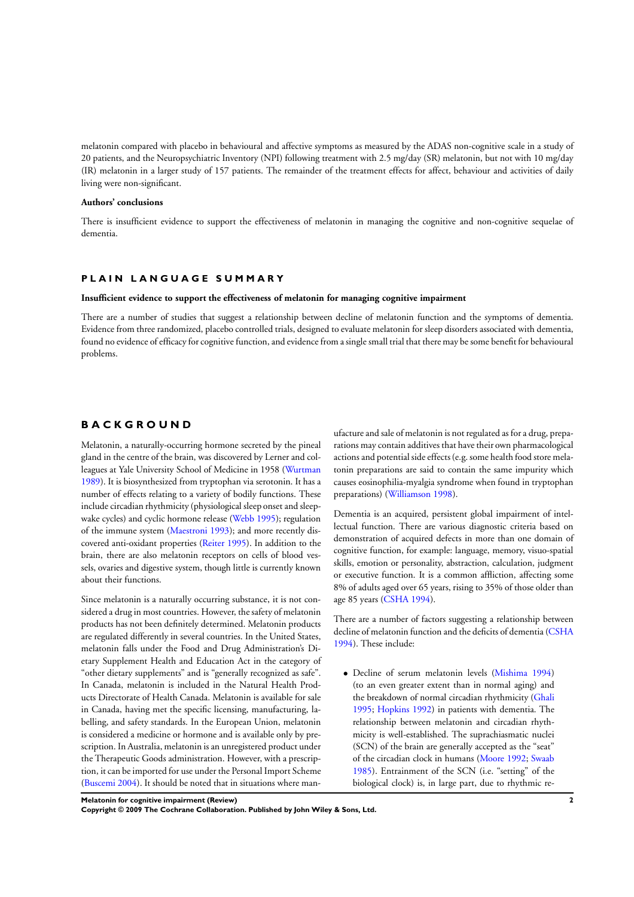melatonin compared with placebo in behavioural and affective symptoms as measured by the ADAS non-cognitive scale in a study of 20 patients, and the Neuropsychiatric Inventory (NPI) following treatment with 2.5 mg/day (SR) melatonin, but not with 10 mg/day (IR) melatonin in a larger study of 157 patients. The remainder of the treatment effects for affect, behaviour and activities of daily living were non-significant.

### Authors' conclusions

There is insufficient evidence to support the effectiveness of melatonin in managing the cognitive and non-cognitive sequelae of dementia.

## PLAIN LANGUAGE SUMMARY

### Insufficient evidence to support the effectiveness of melatonin for managing cognitive impairment

There are a number of studies that suggest a relationship between decline of melatonin function and the symptoms of dementia. Evidence from three randomized, placebo controlled trials, designed to evaluate melatonin for sleep disorders associated with dementia, found no evidence of efficacy for cognitive function, and evidence from a single small trial that there may be some benefit for behavioural problems.

## BACKGROUND

Melatonin, a naturally-occurring hormone secreted by the pineal gland in the centre of the brain, was discovered by Lerner and colleagues at Yale University School of Medicine in 1958 (Wurtman 1989). It is biosynthesized from tryptophan via serotonin. It has a number of effects relating to a variety of bodily functions. These include circadian rhythmicity (physiological sleep onset and sleep-wake cycles) and cyclic hormone release (Webb 1995); regulation of the immune system (Maestroni 1993); and more recently discovered anti-oxidant properties (Reiter 1995). In addition to the brain, there are also melatonin receptors on cells of blood vessels, ovaries and digestive system, though little is currently known about their functions.

Since melatonin is a naturally occurring substance, it is not considered a drug in most countries. However, the safety of melatonin products has not been definitely determined. Melatonin products are regulated differently in several countries. In the United States, melatonin falls under the Food and Drug Administration's Dietary Supplement Health and Education Act in the category of "other dietary supplements" and is "generally recognized as safe". In Canada, melatonin is included in the Natural Health Products Directorate of Health Canada. Melatonin is available for sale in Canada, having met the specific licensing, manufacturing, labelling, and safety standards. In the European Union, melatonin is considered a medicine or hormone and is available only by prescription. In Australia, melatonin is an unregistered product under the Therapeutic Goods administration. However, with a prescription, it can be imported for use under the Personal Import Scheme (Buscemi 2004). It should be noted that in situations where manufacture and sale of melatonin is not regulated as for a drug, preparations may contain additives that have their own pharmacological actions and potential side effects (e.g. some health food store melatonin preparations are said to contain the same impurity which causes eosinophilia-myalgia syndrome when found in tryptophan preparations) (Williamson 1998).

Dementia is an acquired, persistent global impairment of intellectual function. There are various diagnostic criteria based on demonstration of acquired defects in more than one domain of cognitive function, for example: language, memory, visuo-spatial skills, emotion or personality, abstraction, calculation, judgment or executive function. It is a common affliction, affecting some 8% of adults aged over 65 years, rising to 35% of those older than age 85 years (CSHA 1994).

There are a number of factors suggesting a relationship between decline of melatonin function and the deficits of dementia (CSHA 1994). These include:

- Decline of serum melatonin levels (Mishima 1994) (to an even greater extent than in normal aging) and the breakdown of normal circadian rhythmicity (Ghali 1995; Hopkins 1992) in patients with dementia. The relationship between melatonin and circadian rhythmicity is well-established. The suprachiasmatic nuclei (SCN) of the brain are generally accepted as the "seat" of the circadian clock in humans (Moore 1992; Swaab 1985). Entrainment of the SCN (i.e. "setting" of the biological clock) is, in large part, due to rhythmic re-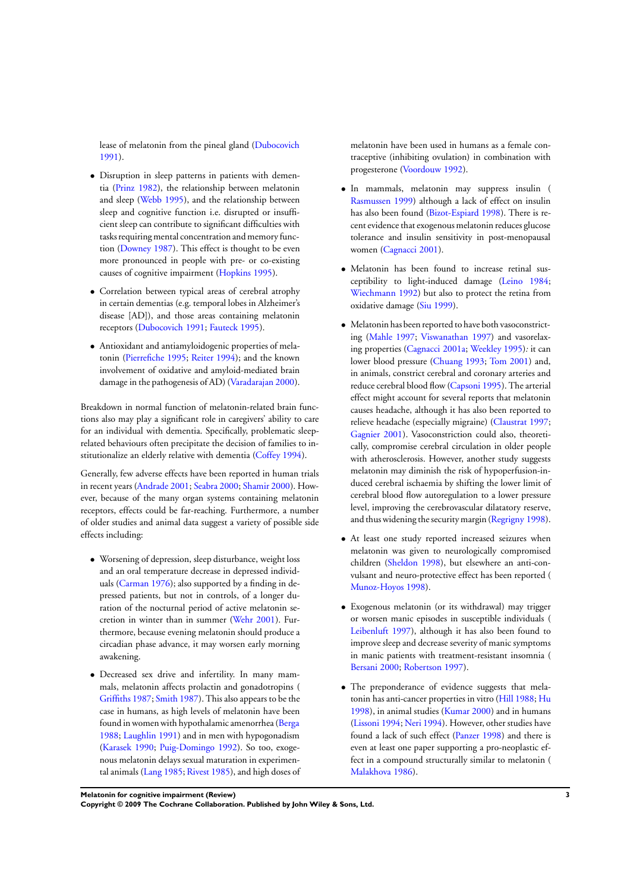lease of melatonin from the pineal gland (Dubocovich 1991).

- Disruption in sleep patterns in patients with dementia (Prinz 1982), the relationship between melatonin and sleep (Webb 1995), and the relationship between sleep and cognitive function i.e. disrupted or insufficient sleep can contribute to significant difficulties with tasks requiring mental concentration and memory function (Downey 1987). This effect is thought to be even more pronounced in people with pre- or co-existing causes of cognitive impairment (Hopkins 1995).

- Correlation between typical areas of cerebral atrophy in certain dementias (e.g. temporal lobes in Alzheimer's disease [AD]), and those areas containing melatonin receptors (Dubocovich 1991; Fauteck 1995).

- Antioxidant and antiamyloidogenic properties of melatonin (Pierrefiche 1995; Reiter 1994); and the known involvement of oxidative and amyloid-mediated brain damage in the pathogenesis of AD) (Varadarajan 2000).

Breakdown in normal function of melatonin-related brain functions also may play a significant role in caregivers' ability to care for an individual with dementia. Specifically, problematic sleep-related behaviours often precipitate the decision of families to institutionalize an elderly relative with dementia (Coffey 1994).

Generally, few adverse effects have been reported in human trials in recent years (Andrade 2001; Seabra 2000; Shamir 2000). However, because of the many organ systems containing melatonin receptors, effects could be far-reaching. Furthermore, a number of older studies and animal data suggest a variety of possible side effects including:

- Worsening of depression, sleep disturbance, weight loss and an oral temperature decrease in depressed individuals (Carman 1976); also supported by a finding in depressed patients, but not in controls, of a longer duration of the nocturnal period of active melatonin secretion in winter than in summer (Wehr 2001). Furthermore, because evening melatonin should produce a circadian phase advance, it may worsen early morning awakening.

- Decreased sex drive and infertility. In many mammals, melatonin affects prolactin and gonadotropins (Griffiths 1987; Smith 1987). This also appears to be the case in humans, as high levels of melatonin have been found in women with hypothalamic amenorrhea (Berga 1988; Laughlin 1991) and in men with hypogonadism (Karasek 1990; Puig-Domingo 1992). So too, exogenous melatonin delays sexual maturation in experimental animals (Lang 1985; Rivest 1985), and high doses of melatonin have been used in humans as a female contraceptive (inhibiting ovulation) in combination with progesterone (Voordouw 1992).

- In mammals, melatonin may suppress insulin (Rasmussen 1999) although a lack of effect on insulin has also been found (Bizot-Espiard 1998). There is recent evidence that exogenous melatonin reduces glucose tolerance and insulin sensitivity in post-menopausal women (Cagnacci 2001).

- Melatonin has been found to increase retinal susceptibility to light-induced damage (Leino 1984; Wiechmann 1992) but also to protect the retina from oxidative damage (Siu 1999).

- Melatonin has been reported to have both vasoconstricting (Mahle 1997; Viswanathan 1997) and vasorelaxing properties (Cagnacci 2001a; Weekley 1995)*:* it can lower blood pressure (Chuang 1993; Tom 2001) and, in animals, constrict cerebral and coronary arteries and reduce cerebral blood flow (Capsoni 1995). The arterial effect might account for several reports that melatonin causes headache, although it has also been reported to relieve headache (especially migraine) (Claustrat 1997; Gagnier 2001). Vasoconstriction could also, theoretically, compromise cerebral circulation in older people with atherosclerosis. However, another study suggests melatonin may diminish the risk of hypoperfusion-induced cerebral ischaemia by shifting the lower limit of cerebral blood flow autoregulation to a lower pressure level, improving the cerebrovascular dilatory reserve, and thus widening the security margin (Regrigny 1998).

- At least one study reported increased seizures when melatonin was given to neurologically compromised children (Sheldon 1998), but elsewhere an anti-convulsant and neuro-protective effect has been reported (Munoz-Hoyos 1998).

- Exogenous melatonin (or its withdrawal) may trigger or worsen manic episodes in susceptible individuals (Leibenluft 1997), although it has also been found to improve sleep and decrease severity of manic symptoms in manic patients with treatment-resistant insomnia (Bersani 2000; Robertson 1997).

- The preponderance of evidence suggests that melatonin has anti-cancer properties in vitro (Hill 1988; Hu 1998), in animal studies (Kumar 2000) and in humans (Lissoni 1994; Neri 1994). However, other studies have found a lack of such effect (Panzer 1998) and there is even at least one paper supporting a pro-neoplastic effect in a compound structurally similar to melatonin (Malakhova 1986).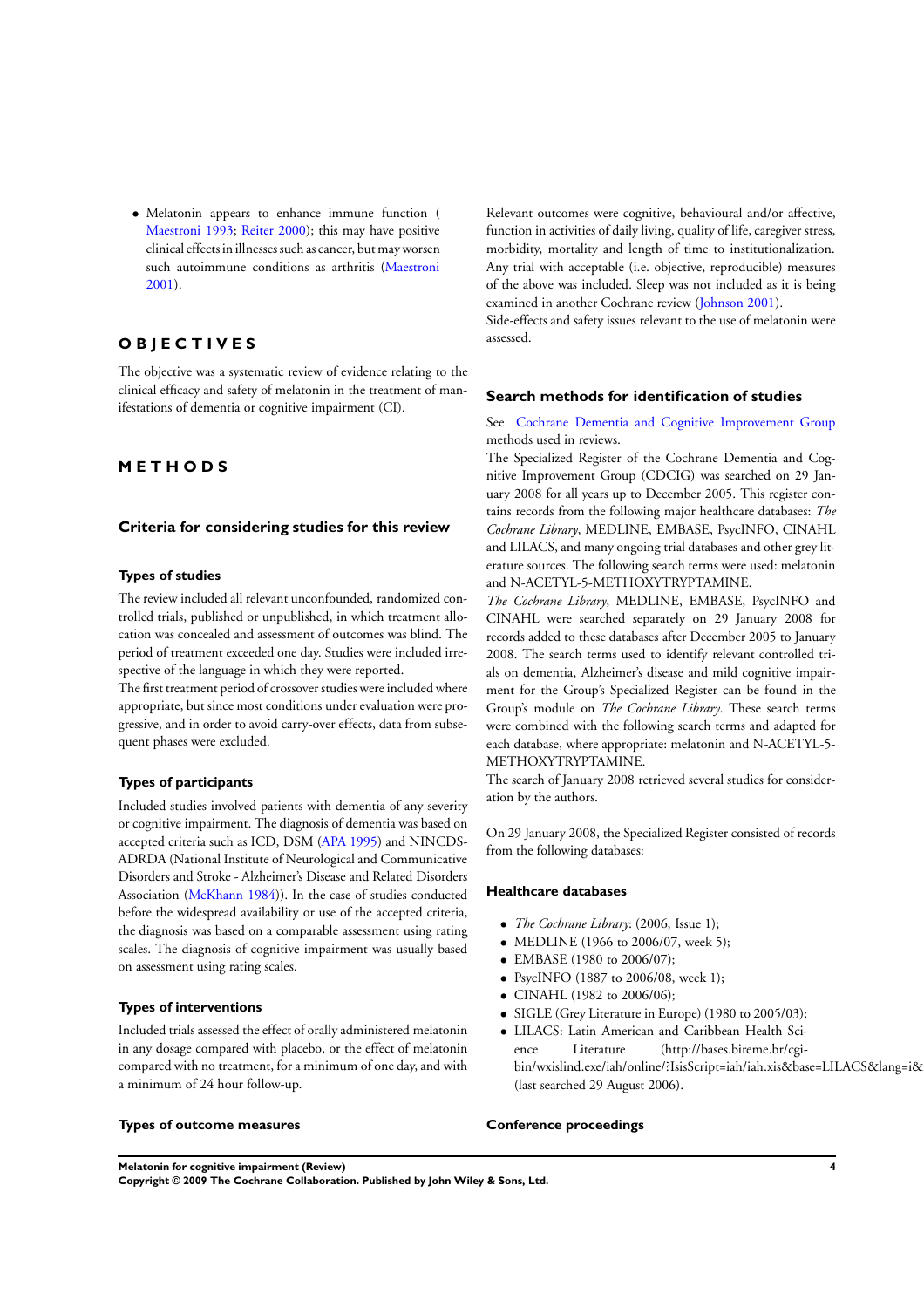- Melatonin appears to enhance immune function ( Maestroni 1993; Reiter 2000); this may have positive clinical effects in illnesses such as cancer, but may worsen such autoimmune conditions as arthritis (Maestroni 2001).

# OBJECTIVES

The objective was a systematic review of evidence relating to the clinical efficacy and safety of melatonin in the treatment of manifestations of dementia or cognitive impairment (CI).

# METHODS

## Criteria for considering studies for this review

### Types of studies

The review included all relevant unconfounded, randomized controlled trials, published or unpublished, in which treatment allocation was concealed and assessment of outcomes was blind. The period of treatment exceeded one day. Studies were included irrespective of the language in which they were reported.

The first treatment period of crossover studies were included where appropriate, but since most conditions under evaluation were progressive, and in order to avoid carry-over effects, data from subsequent phases were excluded.

### Types of participants

Included studies involved patients with dementia of any severity or cognitive impairment. The diagnosis of dementia was based on accepted criteria such as ICD, DSM (APA 1995) and NINCDS-ADRDA (National Institute of Neurological and Communicative Disorders and Stroke - Alzheimer's Disease and Related Disorders Association (McKhann 1984)). In the case of studies conducted before the widespread availability or use of the accepted criteria, the diagnosis was based on a comparable assessment using rating scales. The diagnosis of cognitive impairment was usually based on assessment using rating scales.

### Types of interventions

Included trials assessed the effect of orally administered melatonin in any dosage compared with placebo, or the effect of melatonin compared with no treatment, for a minimum of one day, and with a minimum of 24 hour follow-up.

### Types of outcome measures

Relevant outcomes were cognitive, behavioural and/or affective, function in activities of daily living, quality of life, caregiver stress, morbidity, mortality and length of time to institutionalization. Any trial with acceptable (i.e. objective, reproducible) measures of the above was included. Sleep was not included as it is being examined in another Cochrane review (Johnson 2001).

Side-effects and safety issues relevant to the use of melatonin were assessed.

## Search methods for identification of studies

See Cochrane Dementia and Cognitive Improvement Group methods used in reviews.

The Specialized Register of the Cochrane Dementia and Cognitive Improvement Group (CDCIG) was searched on 29 January 2008 for all years up to December 2005. This register contains records from the following major healthcare databases: *The Cochrane Library*, MEDLINE, EMBASE, PsycINFO, CINAHL and LILACS, and many ongoing trial databases and other grey literature sources. The following search terms were used: melatonin and N-ACETYL-5-METHOXYTRYPTAMINE.

*The Cochrane Library*, MEDLINE, EMBASE, PsycINFO and CINAHL were searched separately on 29 January 2008 for records added to these databases after December 2005 to January 2008. The search terms used to identify relevant controlled trials on dementia, Alzheimer's disease and mild cognitive impairment for the Group's Specialized Register can be found in the Group's module on *The Cochrane Library*. These search terms were combined with the following search terms and adapted for each database, where appropriate: melatonin and N-ACETYL-5-METHOXYTRYPTAMINE.

The search of January 2008 retrieved several studies for consideration by the authors.

On 29 January 2008, the Specialized Register consisted of records from the following databases:

### Healthcare databases

- *The Cochrane Library*: (2006, Issue 1);
- MEDLINE (1966 to 2006/07, week 5);
- EMBASE (1980 to 2006/07);
- PsycINFO (1887 to 2006/08, week 1);
- CINAHL (1982 to 2006/06);
- SIGLE (Grey Literature in Europe) (1980 to 2005/03);
- LILACS: Latin American and Caribbean Health Science Literature (http://bases.bireme.br/cgi-bin/wxislind.exe/iah/online/?IsisScript=iah/iah.xis&base=LILACS&lang=i&form=F) (last searched 29 August 2006).

### Conference proceedings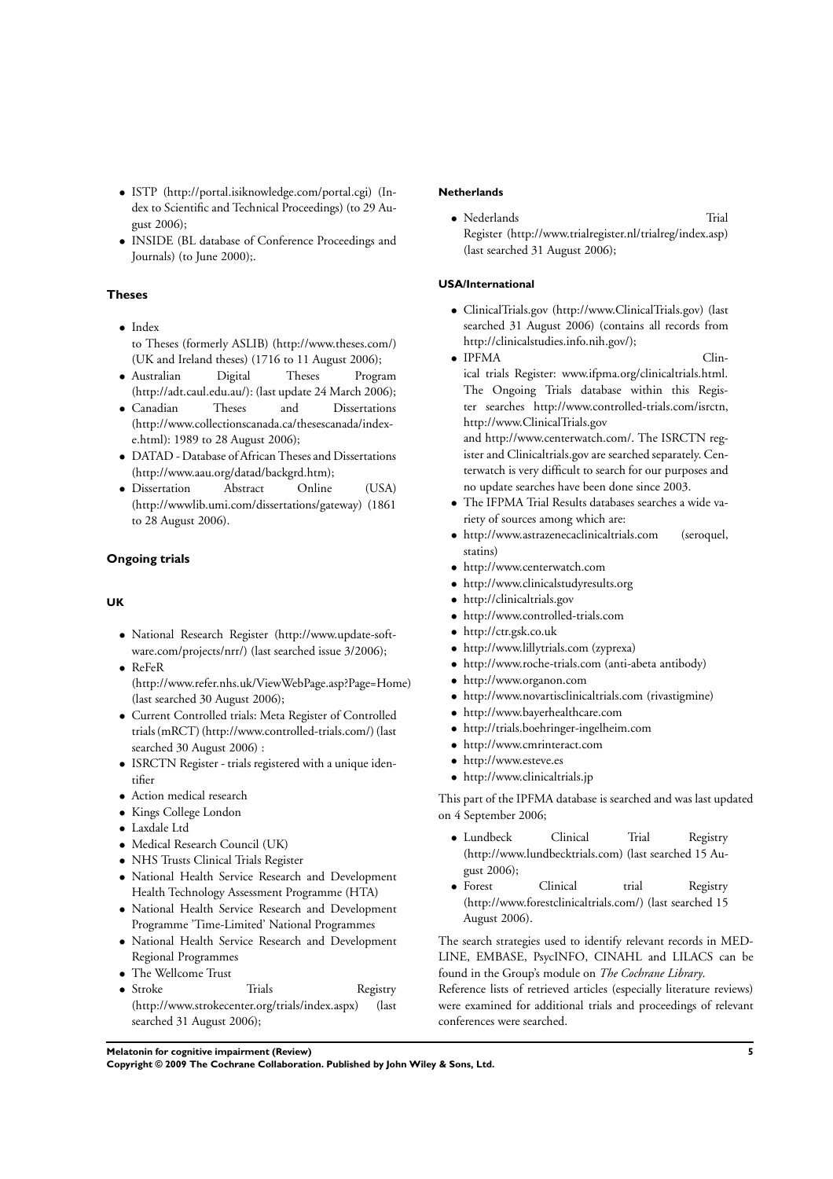- ISTP (http://portal.isiknowledge.com/portal.cgi) (Index to Scientific and Technical Proceedings) (to 29 August 2006);
- INSIDE (BL database of Conference Proceedings and Journals) (to June 2000);.

### Theses

- Index to Theses (formerly ASLIB) (http://www.theses.com/) (UK and Ireland theses) (1716 to 11 August 2006);
- Australian Digital Theses Program (http://adt.caul.edu.au/): (last update 24 March 2006);
- Canadian Theses and Dissertations (http://www.collectionscanada.ca/thesescanada/index-e.html): 1989 to 28 August 2006);
- DATAD - Database of African Theses and Dissertations (http://www.aau.org/datad/backgrd.htm);
- Dissertation Abstract Online (USA) (http://wwwlib.umi.com/dissertations/gateway) (1861 to 28 August 2006).

### Ongoing trials

#### UK

- National Research Register (http://www.update-software.com/projects/nrr/) (last searched issue 3/2006);
- ReFeR (http://www.refer.nhs.uk/ViewWebPage.asp?Page=Home) (last searched 30 August 2006);
- Current Controlled trials: Meta Register of Controlled trials (mRCT) (http://www.controlled-trials.com/) (last searched 30 August 2006) :
- ISRCTN Register - trials registered with a unique identifier
- Action medical research
- Kings College London
- Laxdale Ltd
- Medical Research Council (UK)
- NHS Trusts Clinical Trials Register
- National Health Service Research and Development Health Technology Assessment Programme (HTA)
- National Health Service Research and Development Programme 'Time-Limited' National Programmes
- National Health Service Research and Development Regional Programmes
- The Wellcome Trust
- Stroke Trials Registry (http://www.strokecenter.org/trials/index.aspx) (last searched 31 August 2006);

#### Netherlands

- Nederlands Trial Register (http://www.trialregister.nl/trialreg/index.asp) (last searched 31 August 2006);

#### USA/International

- ClinicalTrials.gov (http://www.ClinicalTrials.gov) (last searched 31 August 2006) (contains all records from http://clinicalstudies.info.nih.gov/);
- IPFMA Clinical trials Register: www.ifpma.org/clinicaltrials.html. The Ongoing Trials database within this Register searches http://www.controlled-trials.com/isrctn, http://www.ClinicalTrials.gov and http://www.centerwatch.com/. The ISRCTN register and Clinicaltrials.gov are searched separately. Centerwatch is very difficult to search for our purposes and no update searches have been done since 2003.
- The IFPMA Trial Results databases searches a wide variety of sources among which are:
- http://www.astrazenecaclinicaltrials.com (seroquel, statins)
- http://www.centerwatch.com
- http://www.clinicalstudyresults.org
- http://clinicaltrials.gov
- http://www.controlled-trials.com
- http://ctr.gsk.co.uk
- http://www.lillytrials.com (zyprexa)
- http://www.roche-trials.com (anti-abeta antibody)
- http://www.organon.com
- http://www.novartisclinicaltrials.com (rivastigmine)
- http://www.bayerhealthcare.com
- http://trials.boehringer-ingelheim.com
- http://www.cmrinteract.com
- http://www.esteve.es
- http://www.clinicaltrials.jp

This part of the IPFMA database is searched and was last updated on 4 September 2006;

- Lundbeck Clinical Trial Registry (http://www.lundbecktrials.com) (last searched 15 August 2006);
- Forest Clinical trial Registry (http://www.forestclinicaltrials.com/) (last searched 15 August 2006).

The search strategies used to identify relevant records in MEDLINE, EMBASE, PsycINFO, CINAHL and LILACS can be found in the Group's module on *The Cochrane Library*.

Reference lists of retrieved articles (especially literature reviews) were examined for additional trials and proceedings of relevant conferences were searched.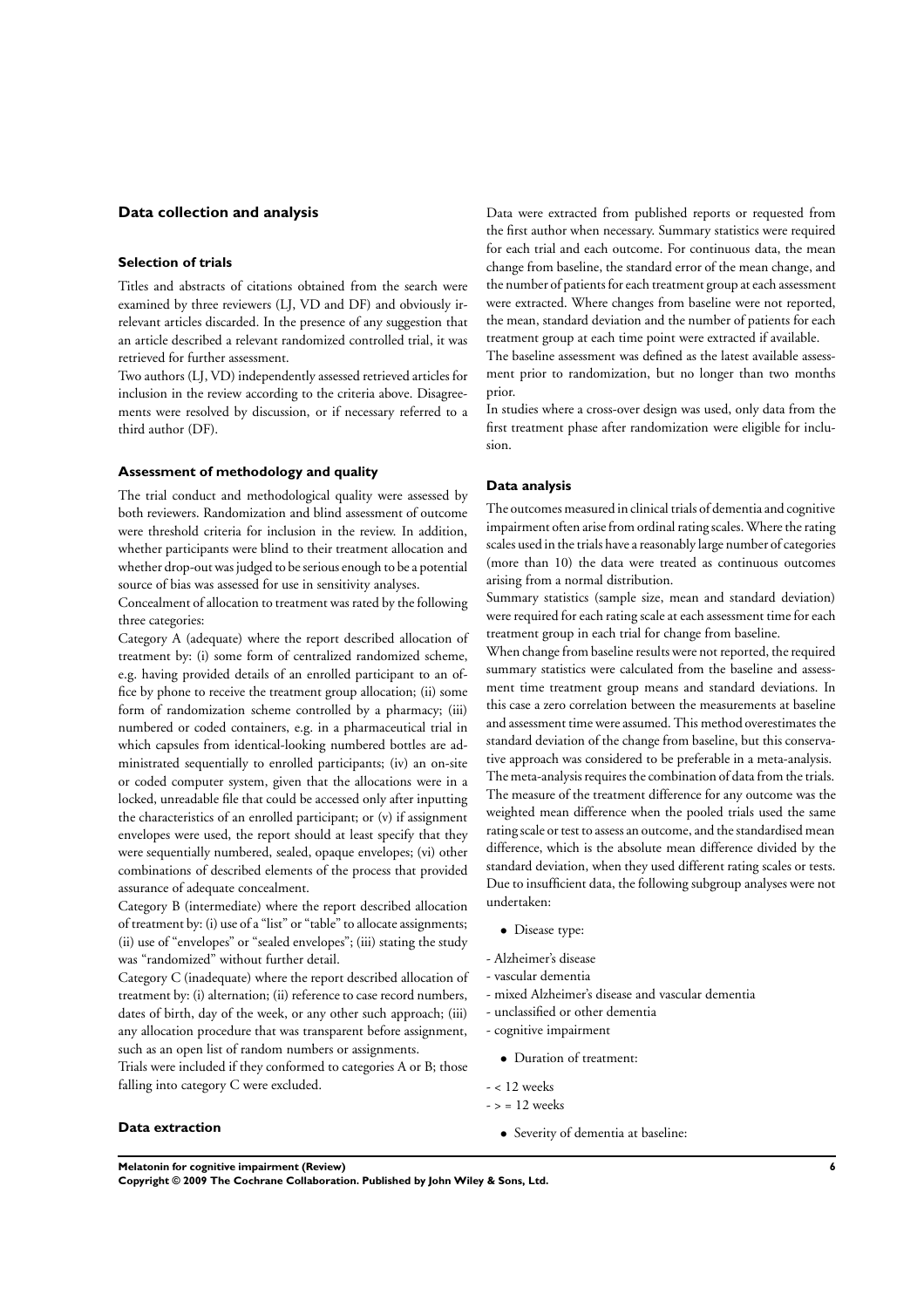## Data collection and analysis

### Selection of trials

Titles and abstracts of citations obtained from the search were examined by three reviewers (LJ, VD and DF) and obviously irrelevant articles discarded. In the presence of any suggestion that an article described a relevant randomized controlled trial, it was retrieved for further assessment.

Two authors (LJ, VD) independently assessed retrieved articles for inclusion in the review according to the criteria above. Disagreements were resolved by discussion, or if necessary referred to a third author (DF).

### Assessment of methodology and quality

The trial conduct and methodological quality were assessed by both reviewers. Randomization and blind assessment of outcome were threshold criteria for inclusion in the review. In addition, whether participants were blind to their treatment allocation and whether drop-out was judged to be serious enough to be a potential source of bias was assessed for use in sensitivity analyses.

Concealment of allocation to treatment was rated by the following three categories:

Category A (adequate) where the report described allocation of treatment by: (i) some form of centralized randomized scheme, e.g. having provided details of an enrolled participant to an office by phone to receive the treatment group allocation; (ii) some form of randomization scheme controlled by a pharmacy; (iii) numbered or coded containers, e.g. in a pharmaceutical trial in which capsules from identical-looking numbered bottles are administrated sequentially to enrolled participants; (iv) an on-site or coded computer system, given that the allocations were in a locked, unreadable file that could be accessed only after inputting the characteristics of an enrolled participant; or (v) if assignment envelopes were used, the report should at least specify that they were sequentially numbered, sealed, opaque envelopes; (vi) other combinations of described elements of the process that provided assurance of adequate concealment.

Category B (intermediate) where the report described allocation of treatment by: (i) use of a "list" or "table" to allocate assignments; (ii) use of "envelopes" or "sealed envelopes"; (iii) stating the study was "randomized" without further detail.

Category C (inadequate) where the report described allocation of treatment by: (i) alternation; (ii) reference to case record numbers, dates of birth, day of the week, or any other such approach; (iii) any allocation procedure that was transparent before assignment, such as an open list of random numbers or assignments.

Trials were included if they conformed to categories A or B; those falling into category C were excluded.

### Data extraction

Data were extracted from published reports or requested from the first author when necessary. Summary statistics were required for each trial and each outcome. For continuous data, the mean change from baseline, the standard error of the mean change, and the number of patients for each treatment group at each assessment were extracted. Where changes from baseline were not reported, the mean, standard deviation and the number of patients for each treatment group at each time point were extracted if available.

The baseline assessment was defined as the latest available assessment prior to randomization, but no longer than two months prior.

In studies where a cross-over design was used, only data from the first treatment phase after randomization were eligible for inclusion.

### Data analysis

The outcomes measured in clinical trials of dementia and cognitive impairment often arise from ordinal rating scales. Where the rating scales used in the trials have a reasonably large number of categories (more than 10) the data were treated as continuous outcomes arising from a normal distribution.

Summary statistics (sample size, mean and standard deviation) were required for each rating scale at each assessment time for each treatment group in each trial for change from baseline.

When change from baseline results were not reported, the required summary statistics were calculated from the baseline and assessment time treatment group means and standard deviations. In this case a zero correlation between the measurements at baseline and assessment time were assumed. This method overestimates the standard deviation of the change from baseline, but this conservative approach was considered to be preferable in a meta-analysis. The meta-analysis requires the combination of data from the trials. The measure of the treatment difference for any outcome was the weighted mean difference when the pooled trials used the same rating scale or test to assess an outcome, and the standardised mean difference, which is the absolute mean difference divided by the standard deviation, when they used different rating scales or tests. Due to insufficient data, the following subgroup analyses were not undertaken:

- Disease type:

- Alzheimer's disease
- vascular dementia
- mixed Alzheimer's disease and vascular dementia
- unclassified or other dementia
- cognitive impairment

- Duration of treatment:

- < 12 weeks
- > = 12 weeks

- Severity of dementia at baseline: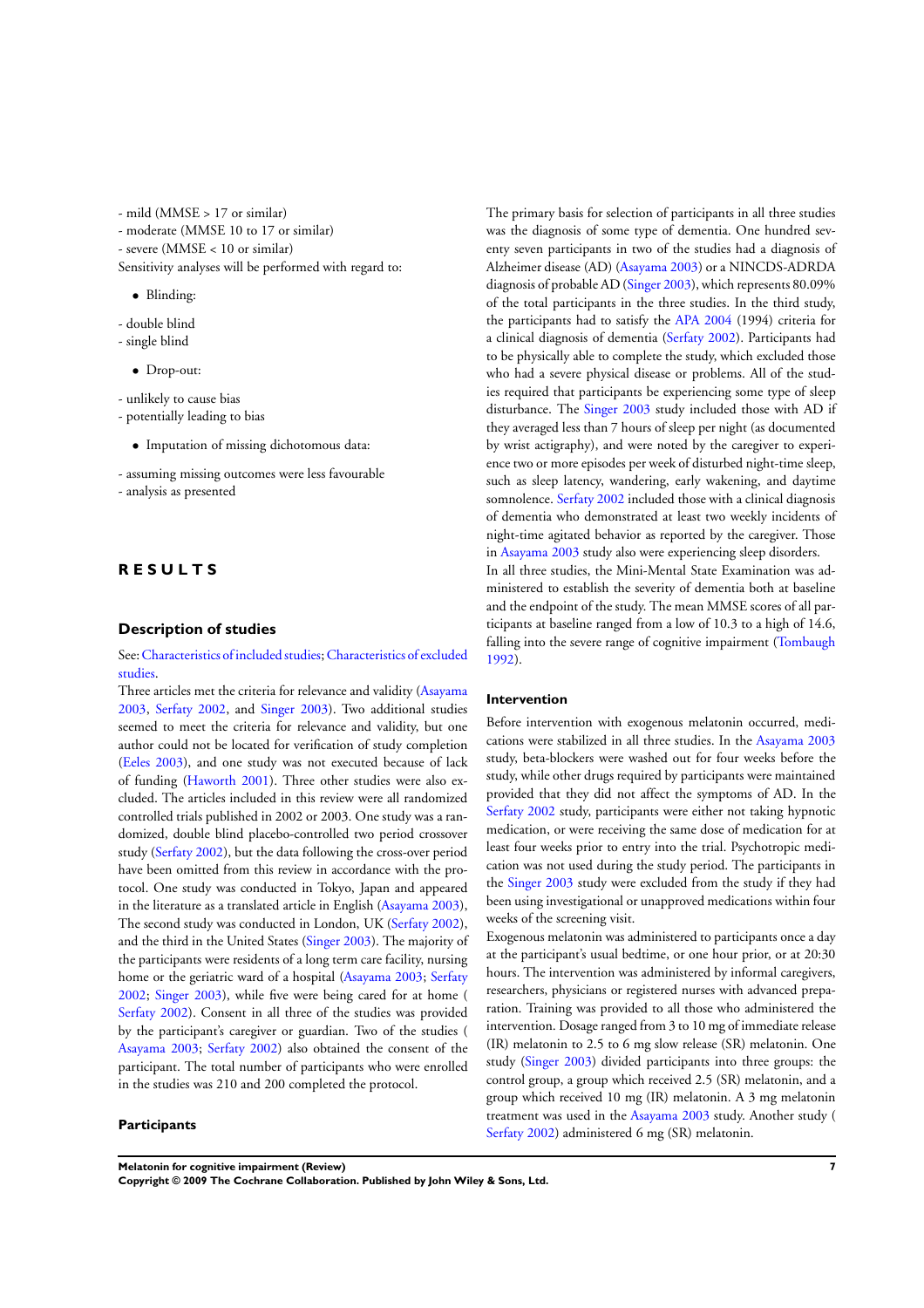- mild (MMSE > 17 or similar)
- moderate (MMSE 10 to 17 or similar)
- severe (MMSE < 10 or similar)

Sensitivity analyses will be performed with regard to:

- Blinding:

- double blind
- single blind

- Drop-out:

- unlikely to cause bias
- potentially leading to bias

- Imputation of missing dichotomous data:

- assuming missing outcomes were less favourable
- analysis as presented

# RESULTS

## Description of studies

See: Characteristics of included studies; Characteristics of excluded studies.

Three articles met the criteria for relevance and validity (Asayama 2003, Serfaty 2002, and Singer 2003). Two additional studies seemed to meet the criteria for relevance and validity, but one author could not be located for verification of study completion (Eeles 2003), and one study was not executed because of lack of funding (Haworth 2001). Three other studies were also excluded. The articles included in this review were all randomized controlled trials published in 2002 or 2003. One study was a randomized, double blind placebo-controlled two period crossover study (Serfaty 2002), but the data following the cross-over period have been omitted from this review in accordance with the protocol. One study was conducted in Tokyo, Japan and appeared in the literature as a translated article in English (Asayama 2003), The second study was conducted in London, UK (Serfaty 2002), and the third in the United States (Singer 2003). The majority of the participants were residents of a long term care facility, nursing home or the geriatric ward of a hospital (Asayama 2003; Serfaty 2002; Singer 2003), while five were being cared for at home ( Serfaty 2002). Consent in all three of the studies was provided by the participant's caregiver or guardian. Two of the studies ( Asayama 2003; Serfaty 2002) also obtained the consent of the participant. The total number of participants who were enrolled in the studies was 210 and 200 completed the protocol.

### Participants

The primary basis for selection of participants in all three studies was the diagnosis of some type of dementia. One hundred seventy seven participants in two of the studies had a diagnosis of Alzheimer disease (AD) (Asayama 2003) or a NINCDS-ADRDA diagnosis of probable AD (Singer 2003), which represents 80.09% of the total participants in the three studies. In the third study, the participants had to satisfy the APA 2004 (1994) criteria for a clinical diagnosis of dementia (Serfaty 2002). Participants had to be physically able to complete the study, which excluded those who had a severe physical disease or problems. All of the studies required that participants be experiencing some type of sleep disturbance. The Singer 2003 study included those with AD if they averaged less than 7 hours of sleep per night (as documented by wrist actigraphy), and were noted by the caregiver to experience two or more episodes per week of disturbed night-time sleep, such as sleep latency, wandering, early wakening, and daytime somnolence. Serfaty 2002 included those with a clinical diagnosis of dementia who demonstrated at least two weekly incidents of night-time agitated behavior as reported by the caregiver. Those in Asayama 2003 study also were experiencing sleep disorders.

In all three studies, the Mini-Mental State Examination was administered to establish the severity of dementia both at baseline and the endpoint of the study. The mean MMSE scores of all participants at baseline ranged from a low of 10.3 to a high of 14.6, falling into the severe range of cognitive impairment (Tombaugh 1992).

### Intervention

Before intervention with exogenous melatonin occurred, medications were stabilized in all three studies. In the Asayama 2003 study, beta-blockers were washed out for four weeks before the study, while other drugs required by participants were maintained provided that they did not affect the symptoms of AD. In the Serfaty 2002 study, participants were either not taking hypnotic medication, or were receiving the same dose of medication for at least four weeks prior to entry into the trial. Psychotropic medication was not used during the study period. The participants in the Singer 2003 study were excluded from the study if they had been using investigational or unapproved medications within four weeks of the screening visit.

Exogenous melatonin was administered to participants once a day at the participant's usual bedtime, or one hour prior, or at 20:30 hours. The intervention was administered by informal caregivers, researchers, physicians or registered nurses with advanced preparation. Training was provided to all those who administered the intervention. Dosage ranged from 3 to 10 mg of immediate release (IR) melatonin to 2.5 to 6 mg slow release (SR) melatonin. One study (Singer 2003) divided participants into three groups: the control group, a group which received 2.5 (SR) melatonin, and a group which received 10 mg (IR) melatonin. A 3 mg melatonin treatment was used in the Asayama 2003 study. Another study ( Serfaty 2002) administered 6 mg (SR) melatonin.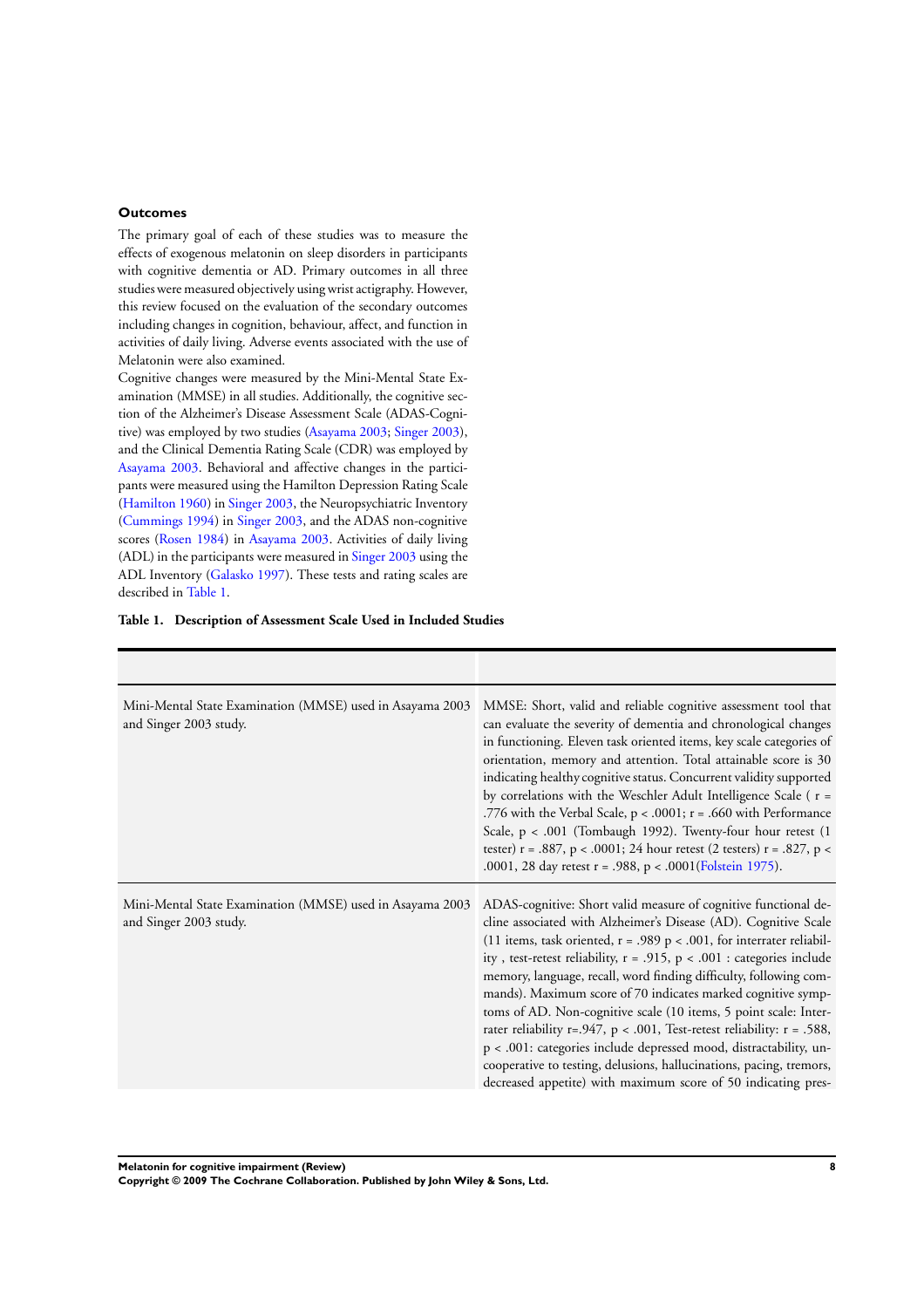### Outcomes

The primary goal of each of these studies was to measure the effects of exogenous melatonin on sleep disorders in participants with cognitive dementia or AD. Primary outcomes in all three studies were measured objectively using wrist actigraphy. However, this review focused on the evaluation of the secondary outcomes including changes in cognition, behaviour, affect, and function in activities of daily living. Adverse events associated with the use of Melatonin were also examined.

Cognitive changes were measured by the Mini-Mental State Examination (MMSE) in all studies. Additionally, the cognitive section of the Alzheimer's Disease Assessment Scale (ADAS-Cognitive) was employed by two studies (Asayama 2003; Singer 2003), and the Clinical Dementia Rating Scale (CDR) was employed by Asayama 2003. Behavioral and affective changes in the participants were measured using the Hamilton Depression Rating Scale (Hamilton 1960) in Singer 2003, the Neuropsychiatric Inventory (Cummings 1994) in Singer 2003, and the ADAS non-cognitive scores (Rosen 1984) in Asayama 2003. Activities of daily living (ADL) in the participants were measured in Singer 2003 using the ADL Inventory (Galasko 1997). These tests and rating scales are described in Table 1.

**Table 1. Description of Assessment Scale Used in Included Studies**

| | |
|---|---|
| Mini-Mental State Examination (MMSE) used in Asayama 2003 and Singer 2003 study. | MMSE: Short, valid and reliable cognitive assessment tool that can evaluate the severity of dementia and chronological changes in functioning. Eleven task oriented items, key scale categories of orientation, memory and attention. Total attainable score is 30 indicating healthy cognitive status. Concurrent validity supported by correlations with the Weschler Adult Intelligence Scale ( r = .776 with the Verbal Scale, p < .0001; r = .660 with Performance Scale, p < .001 (Tombaugh 1992). Twenty-four hour retest (1 tester) r = .887, p < .0001; 24 hour retest (2 testers) r = .827, p < .0001, 28 day retest r = .988, p < .0001(Folstein 1975). |
| Mini-Mental State Examination (MMSE) used in Asayama 2003 and Singer 2003 study. | ADAS-cognitive: Short valid measure of cognitive functional decline associated with Alzheimer's Disease (AD). Cognitive Scale (11 items, task oriented, r = .989 p < .001, for interrater reliability , test-retest reliability, r = .915, p < .001 : categories include memory, language, recall, word finding difficulty, following commands). Maximum score of 70 indicates marked cognitive symptoms of AD. Non-cognitive scale (10 items, 5 point scale: Inter-rater reliability r=.947, p < .001, Test-retest reliability: r = .588, p < .001: categories include depressed mood, distractability, uncooperative to testing, delusions, hallucinations, pacing, tremors, decreased appetite) with maximum score of 50 indicating pres- |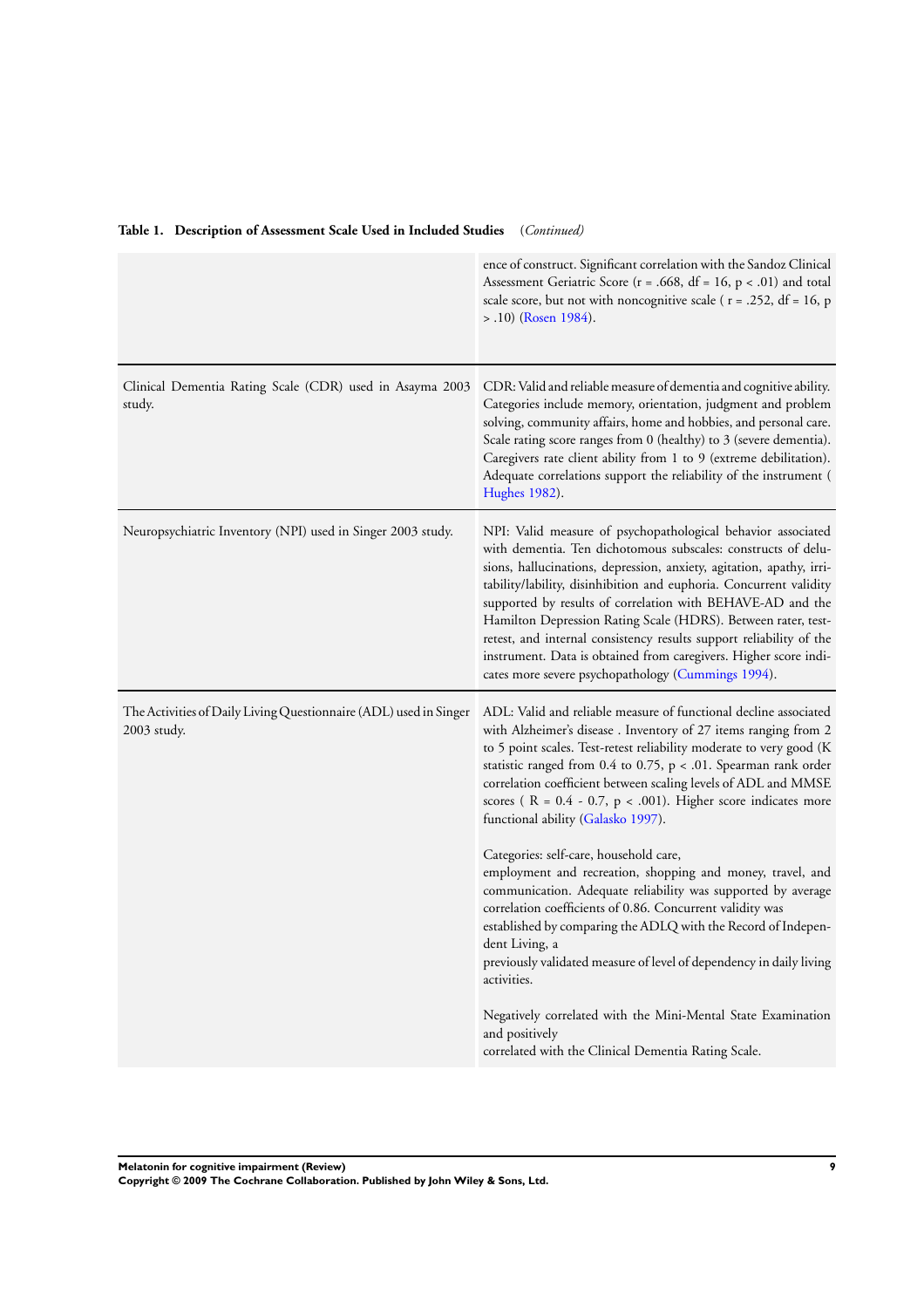**Table 1. Description of Assessment Scale Used in Included Studies** *(Continued)*

| | |
|---|---|
| | ence of construct. Significant correlation with the Sandoz Clinical Assessment Geriatric Score (r = .668, df = 16, p < .01) and total scale score, but not with noncognitive scale ( r = .252, df = 16, p > .10) (Rosen 1984). |
| Clinical Dementia Rating Scale (CDR) used in Asayma 2003 study. | CDR: Valid and reliable measure of dementia and cognitive ability. Categories include memory, orientation, judgment and problem solving, community affairs, home and hobbies, and personal care. Scale rating score ranges from 0 (healthy) to 3 (severe dementia). Caregivers rate client ability from 1 to 9 (extreme debilitation). Adequate correlations support the reliability of the instrument ( Hughes 1982). |
| Neuropsychiatric Inventory (NPI) used in Singer 2003 study. | NPI: Valid measure of psychopathological behavior associated with dementia. Ten dichotomous subscales: constructs of delusions, hallucinations, depression, anxiety, agitation, apathy, irritability/lability, disinhibition and euphoria. Concurrent validity supported by results of correlation with BEHAVE-AD and the Hamilton Depression Rating Scale (HDRS). Between rater, test-retest, and internal consistency results support reliability of the instrument. Data is obtained from caregivers. Higher score indicates more severe psychopathology (Cummings 1994). |
| The Activities of Daily Living Questionnaire (ADL) used in Singer 2003 study. | ADL: Valid and reliable measure of functional decline associated with Alzheimer's disease . Inventory of 27 items ranging from 2 to 5 point scales. Test-retest reliability moderate to very good (K statistic ranged from 0.4 to 0.75, p < .01. Spearman rank order correlation coefficient between scaling levels of ADL and MMSE scores ( R = 0.4 - 0.7, p < .001). Higher score indicates more functional ability (Galasko 1997).<br><br>Categories: self-care, household care, employment and recreation, shopping and money, travel, and communication. Adequate reliability was supported by average correlation coefficients of 0.86. Concurrent validity was established by comparing the ADLQ with the Record of Independent Living, a previously validated measure of level of dependency in daily living activities.<br><br>Negatively correlated with the Mini-Mental State Examination and positively correlated with the Clinical Dementia Rating Scale. |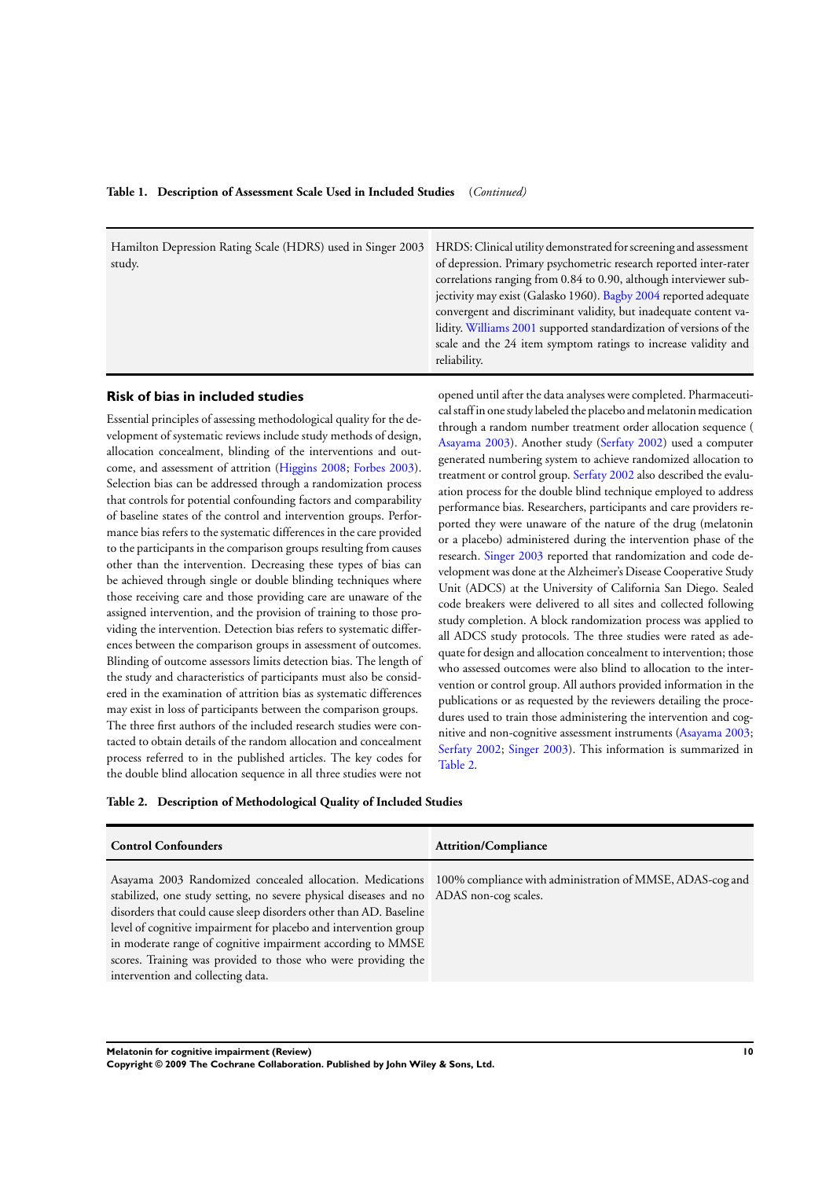**Table 1. Description of Assessment Scale Used in Included Studies** *(Continued)*

| | |
|---|---|
| Hamilton Depression Rating Scale (HDRS) used in Singer 2003 study. | HRDS: Clinical utility demonstrated for screening and assessment of depression. Primary psychometric research reported inter-rater correlations ranging from 0.84 to 0.90, although interviewer subjectivity may exist (Galasko 1960). Bagby 2004 reported adequate convergent and discriminant validity, but inadequate content validity. Williams 2001 supported standardization of versions of the scale and the 24 item symptom ratings to increase validity and reliability. |

### Risk of bias in included studies

Essential principles of assessing methodological quality for the development of systematic reviews include study methods of design, allocation concealment, blinding of the interventions and outcome, and assessment of attrition (Higgins 2008; Forbes 2003). Selection bias can be addressed through a randomization process that controls for potential confounding factors and comparability of baseline states of the control and intervention groups. Performance bias refers to the systematic differences in the care provided to the participants in the comparison groups resulting from causes other than the intervention. Decreasing these types of bias can be achieved through single or double blinding techniques where those receiving care and those providing care are unaware of the assigned intervention, and the provision of training to those providing the intervention. Detection bias refers to systematic differences between the comparison groups in assessment of outcomes. Blinding of outcome assessors limits detection bias. The length of the study and characteristics of participants must also be considered in the examination of attrition bias as systematic differences may exist in loss of participants between the comparison groups. The three first authors of the included research studies were contacted to obtain details of the random allocation and concealment process referred to in the published articles. The key codes for the double blind allocation sequence in all three studies were not opened until after the data analyses were completed. Pharmaceutical staff in one study labeled the placebo and melatonin medication through a random number treatment order allocation sequence (Asayama 2003). Another study (Serfaty 2002) used a computer generated numbering system to achieve randomized allocation to treatment or control group. Serfaty 2002 also described the evaluation process for the double blind technique employed to address performance bias. Researchers, participants and care providers reported they were unaware of the nature of the drug (melatonin or a placebo) administered during the intervention phase of the research. Singer 2003 reported that randomization and code development was done at the Alzheimer's Disease Cooperative Study Unit (ADCS) at the University of California San Diego. Sealed code breakers were delivered to all sites and collected following study completion. A block randomization process was applied to all ADCS study protocols. The three studies were rated as adequate for design and allocation concealment to intervention; those who assessed outcomes were also blind to allocation to the intervention or control group. All authors provided information in the publications or as requested by the reviewers detailing the procedures used to train those administering the intervention and cognitive and non-cognitive assessment instruments (Asayama 2003; Serfaty 2002; Singer 2003). This information is summarized in Table 2.

**Table 2. Description of Methodological Quality of Included Studies**

| Control Confounders | Attrition/Compliance |
|---|---|
| Asayama 2003 Randomized concealed allocation. Medications stabilized, one study setting, no severe physical diseases and no disorders that could cause sleep disorders other than AD. Baseline level of cognitive impairment for placebo and intervention group in moderate range of cognitive impairment according to MMSE scores. Training was provided to those who were providing the intervention and collecting data. | 100% compliance with administration of MMSE, ADAS-cog and ADAS non-cog scales. |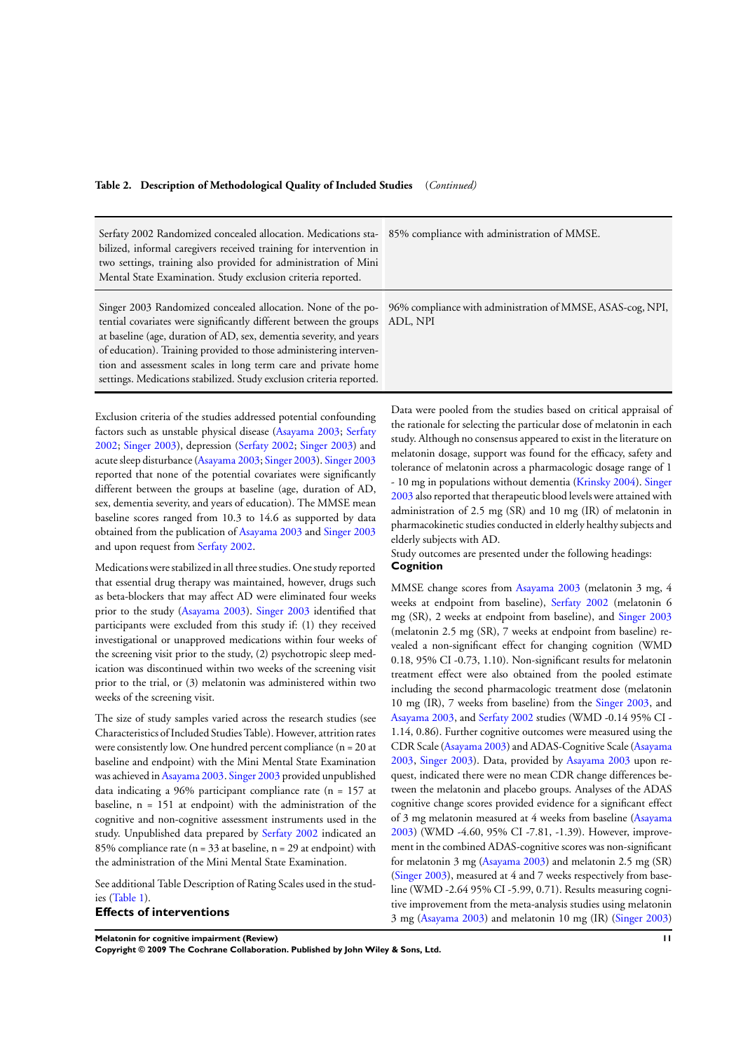**Table 2. Description of Methodological Quality of Included Studies** *(Continued)*

| | |
|---|---|
| Serfaty 2002 Randomized concealed allocation. Medications stabilized, informal caregivers received training for intervention in two settings, training also provided for administration of Mini Mental State Examination. Study exclusion criteria reported. | 85% compliance with administration of MMSE. |
| Singer 2003 Randomized concealed allocation. None of the potential covariates were significantly different between the groups at baseline (age, duration of AD, sex, dementia severity, and years of education). Training provided to those administering intervention and assessment scales in long term care and private home settings. Medications stabilized. Study exclusion criteria reported. | 96% compliance with administration of MMSE, ASAS-cog, NPI, ADL, NPI |

Exclusion criteria of the studies addressed potential confounding factors such as unstable physical disease (Asayama 2003; Serfaty 2002; Singer 2003), depression (Serfaty 2002; Singer 2003) and acute sleep disturbance (Asayama 2003; Singer 2003). Singer 2003 reported that none of the potential covariates were significantly different between the groups at baseline (age, duration of AD, sex, dementia severity, and years of education). The MMSE mean baseline scores ranged from 10.3 to 14.6 as supported by data obtained from the publication of Asayama 2003 and Singer 2003 and upon request from Serfaty 2002.

Medications were stabilized in all three studies. One study reported that essential drug therapy was maintained, however, drugs such as beta-blockers that may affect AD were eliminated four weeks prior to the study (Asayama 2003). Singer 2003 identified that participants were excluded from this study if: (1) they received investigational or unapproved medications within four weeks of the screening visit prior to the study, (2) psychotropic sleep medication was discontinued within two weeks of the screening visit prior to the trial, or (3) melatonin was administered within two weeks of the screening visit.

The size of study samples varied across the research studies (see Characteristics of Included Studies Table). However, attrition rates were consistently low. One hundred percent compliance (n = 20 at baseline and endpoint) with the Mini Mental State Examination was achieved in Asayama 2003. Singer 2003 provided unpublished data indicating a 96% participant compliance rate (n = 157 at baseline, n = 151 at endpoint) with the administration of the cognitive and non-cognitive assessment instruments used in the study. Unpublished data prepared by Serfaty 2002 indicated an 85% compliance rate (n = 33 at baseline, n = 29 at endpoint) with the administration of the Mini Mental State Examination.

See additional Table Description of Rating Scales used in the studies (Table 1).

### Effects of interventions

Data were pooled from the studies based on critical appraisal of the rationale for selecting the particular dose of melatonin in each study. Although no consensus appeared to exist in the literature on melatonin dosage, support was found for the efficacy, safety and tolerance of melatonin across a pharmacologic dosage range of 1 - 10 mg in populations without dementia (Krinsky 2004). Singer 2003 also reported that therapeutic blood levels were attained with administration of 2.5 mg (SR) and 10 mg (IR) of melatonin in pharmacokinetic studies conducted in elderly healthy subjects and elderly subjects with AD.

Study outcomes are presented under the following headings:

#### Cognition

MMSE change scores from Asayama 2003 (melatonin 3 mg, 4 weeks at endpoint from baseline), Serfaty 2002 (melatonin 6 mg (SR), 2 weeks at endpoint from baseline), and Singer 2003 (melatonin 2.5 mg (SR), 7 weeks at endpoint from baseline) revealed a non-significant effect for changing cognition (WMD 0.18, 95% CI -0.73, 1.10). Non-significant results for melatonin treatment effect were also obtained from the pooled estimate including the second pharmacologic treatment dose (melatonin 10 mg (IR), 7 weeks from baseline) from the Singer 2003, and Asayama 2003, and Serfaty 2002 studies (WMD -0.14 95% CI -1.14, 0.86). Further cognitive outcomes were measured using the CDR Scale (Asayama 2003) and ADAS-Cognitive Scale (Asayama 2003, Singer 2003). Data, provided by Asayama 2003 upon request, indicated there were no mean CDR change differences between the melatonin and placebo groups. Analyses of the ADAS cognitive change scores provided evidence for a significant effect of 3 mg melatonin measured at 4 weeks from baseline (Asayama 2003) (WMD -4.60, 95% CI -7.81, -1.39). However, improvement in the combined ADAS-cognitive scores was non-significant for melatonin 3 mg (Asayama 2003) and melatonin 2.5 mg (SR) (Singer 2003), measured at 4 and 7 weeks respectively from baseline (WMD -2.64 95% CI -5.99, 0.71). Results measuring cognitive improvement from the meta-analysis studies using melatonin 3 mg (Asayama 2003) and melatonin 10 mg (IR) (Singer 2003)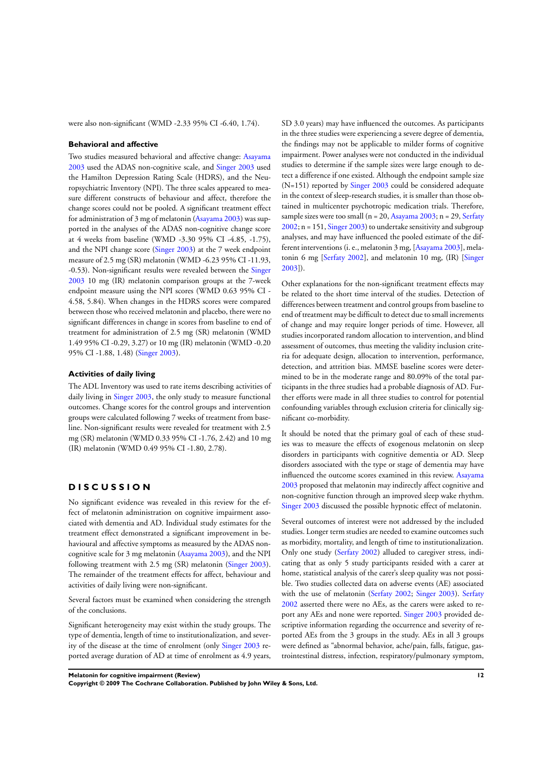were also non-significant (WMD -2.33 95% CI -6.40, 1.74).

### Behavioral and affective

Two studies measured behavioral and affective change: Asayama 2003 used the ADAS non-cognitive scale, and Singer 2003 used the Hamilton Depression Rating Scale (HDRS), and the Neuropsychiatric Inventory (NPI). The three scales appeared to measure different constructs of behaviour and affect, therefore the change scores could not be pooled. A significant treatment effect for administration of 3 mg of melatonin (Asayama 2003) was supported in the analyses of the ADAS non-cognitive change score at 4 weeks from baseline (WMD -3.30 95% CI -4.85, -1.75), and the NPI change score (Singer 2003) at the 7 week endpoint measure of 2.5 mg (SR) melatonin (WMD -6.23 95% CI -11.93, -0.53). Non-significant results were revealed between the Singer 2003 10 mg (IR) melatonin comparison groups at the 7-week endpoint measure using the NPI scores (WMD 0.63 95% CI -4.58, 5.84). When changes in the HDRS scores were compared between those who received melatonin and placebo, there were no significant differences in change in scores from baseline to end of treatment for administration of 2.5 mg (SR) melatonin (WMD 1.49 95% CI -0.29, 3.27) or 10 mg (IR) melatonin (WMD -0.20 95% CI -1.88, 1.48) (Singer 2003).

### Activities of daily living

The ADL Inventory was used to rate items describing activities of daily living in Singer 2003, the only study to measure functional outcomes. Change scores for the control groups and intervention groups were calculated following 7 weeks of treatment from baseline. Non-significant results were revealed for treatment with 2.5 mg (SR) melatonin (WMD 0.33 95% CI -1.76, 2.42) and 10 mg (IR) melatonin (WMD 0.49 95% CI -1.80, 2.78).

## DISCUSSION

No significant evidence was revealed in this review for the effect of melatonin administration on cognitive impairment associated with dementia and AD. Individual study estimates for the treatment effect demonstrated a significant improvement in behavioural and affective symptoms as measured by the ADAS non-cognitive scale for 3 mg melatonin (Asayama 2003), and the NPI following treatment with 2.5 mg (SR) melatonin (Singer 2003). The remainder of the treatment effects for affect, behaviour and activities of daily living were non-significant.

Several factors must be examined when considering the strength of the conclusions.

Significant heterogeneity may exist within the study groups. The type of dementia, length of time to institutionalization, and severity of the disease at the time of enrolment (only Singer 2003 reported average duration of AD at time of enrolment as 4.9 years, SD 3.0 years) may have influenced the outcomes. As participants in the three studies were experiencing a severe degree of dementia, the findings may not be applicable to milder forms of cognitive impairment. Power analyses were not conducted in the individual studies to determine if the sample sizes were large enough to detect a difference if one existed. Although the endpoint sample size (N=151) reported by Singer 2003 could be considered adequate in the context of sleep-research studies, it is smaller than those obtained in multicenter psychotropic medication trials. Therefore, sample sizes were too small (n = 20, Asayama 2003; n = 29, Serfaty 2002; n = 151, Singer 2003) to undertake sensitivity and subgroup analyses, and may have influenced the pooled estimate of the different interventions (i. e., melatonin 3 mg, [Asayama 2003], melatonin 6 mg [Serfaty 2002], and melatonin 10 mg, (IR) [Singer 2003]).

Other explanations for the non-significant treatment effects may be related to the short time interval of the studies. Detection of differences between treatment and control groups from baseline to end of treatment may be difficult to detect due to small increments of change and may require longer periods of time. However, all studies incorporated random allocation to intervention, and blind assessment of outcomes, thus meeting the validity inclusion criteria for adequate design, allocation to intervention, performance, detection, and attrition bias. MMSE baseline scores were determined to be in the moderate range and 80.09% of the total participants in the three studies had a probable diagnosis of AD. Further efforts were made in all three studies to control for potential confounding variables through exclusion criteria for clinically significant co-morbidity.

It should be noted that the primary goal of each of these studies was to measure the effects of exogenous melatonin on sleep disorders in participants with cognitive dementia or AD. Sleep disorders associated with the type or stage of dementia may have influenced the outcome scores examined in this review. Asayama 2003 proposed that melatonin may indirectly affect cognitive and non-cognitive function through an improved sleep wake rhythm. Singer 2003 discussed the possible hypnotic effect of melatonin.

Several outcomes of interest were not addressed by the included studies. Longer term studies are needed to examine outcomes such as morbidity, mortality, and length of time to institutionalization. Only one study (Serfaty 2002) alluded to caregiver stress, indicating that as only 5 study participants resided with a carer at home, statistical analysis of the carer's sleep quality was not possible. Two studies collected data on adverse events (AE) associated with the use of melatonin (Serfaty 2002; Singer 2003). Serfaty 2002 asserted there were no AEs, as the carers were asked to report any AEs and none were reported. Singer 2003 provided descriptive information regarding the occurrence and severity of reported AEs from the 3 groups in the study. AEs in all 3 groups were defined as "abnormal behavior, ache/pain, falls, fatigue, gastrointestinal distress, infection, respiratory/pulmonary symptom,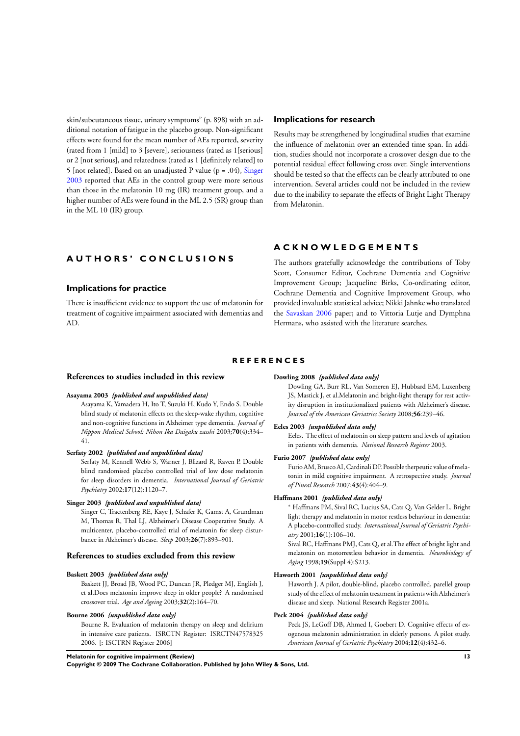skin/subcutaneous tissue, urinary symptoms" (p. 898) with an additional notation of fatigue in the placebo group. Non-significant effects were found for the mean number of AEs reported, severity (rated from 1 [mild] to 3 [severe], seriousness (rated as 1[serious] or 2 [not serious], and relatedness (rated as 1 [definitely related] to 5 [not related]. Based on an unadjusted P value (p = .04), Singer 2003 reported that AEs in the control group were more serious than those in the melatonin 10 mg (IR) treatment group, and a higher number of AEs were found in the ML 2.5 (SR) group than in the ML 10 (IR) group.

# AUTHORS' CONCLUSIONS

## Implications for practice

There is insufficient evidence to support the use of melatonin for treatment of cognitive impairment associated with dementias and AD.

## Implications for research

Results may be strengthened by longitudinal studies that examine the influence of melatonin over an extended time span. In addition, studies should not incorporate a crossover design due to the potential residual effect following cross over. Single interventions should be tested so that the effects can be clearly attributed to one intervention. Several articles could not be included in the review due to the inability to separate the effects of Bright Light Therapy from Melatonin.

# ACKNOWLEDGEMENTS

The authors gratefully acknowledge the contributions of Toby Scott, Consumer Editor, Cochrane Dementia and Cognitive Improvement Group; Jacqueline Birks, Co-ordinating editor, Cochrane Dementia and Cognitive Improvement Group, who provided invaluable statistical advice; Nikki Jahnke who translated the Savaskan 2006 paper; and to Vittoria Lutje and Dymphna Hermans, who assisted with the literature searches.

# REFERENCES

## References to studies included in this review

**Asayama 2003** *{published and unpublished data}*

Asayama K, Yamadera H, Ito T, Suzuki H, Kudo Y, Endo S. Double blind study of melatonin effects on the sleep-wake rhythm, cognitive and non-cognitive functions in Alzheimer type dementia. *Journal of Nippon Medical School; Nihon Ika Daigaku zasshi* 2003;**70**(4):334–41.

**Serfaty 2002** *{published and unpublished data}*

Serfaty M, Kennell Webb S, Warner J, Blizard R, Raven P. Double blind randomised placebo controlled trial of low dose melatonin for sleep disorders in dementia. *International Journal of Geriatric Psychiatry* 2002;**17**(12):1120–7.

**Singer 2003** *{published and unpublished data}*

Singer C, Tractenberg RE, Kaye J, Schafer K, Gamst A, Grundman M, Thomas R, Thal LJ, Alzheimer's Disease Cooperative Study. A multicenter, placebo-controlled trial of melatonin for sleep disturbance in Alzheimer's disease. *Sleep* 2003;**26**(7):893–901.

## References to studies excluded from this review

**Baskett 2003** *{published data only}*

Baskett JJ, Broad JB, Wood PC, Duncan JR, Pledger MJ, English J, et al.Does melatonin improve sleep in older people? A randomised crossover trial. *Age and Ageing* 2003;**32**(2):164–70.

**Bourne 2006** *{unpublished data only}*

Bourne R. Evaluation of melatonin therapy on sleep and delirium in intensive care patients. ISRCTN Register: ISRCTN47578325 2006. [: ISCTRN Register 2006]

**Dowling 2008** *{published data only}*

Dowling GA, Burr RL, Van Someren EJ, Hubbard EM, Luxenberg JS, Mastick J, et al.Melatonin and bright-light therapy for rest activity disruption in institutionalized patients with Alzheimer's disease. *Journal of the American Geriatrics Society* 2008;**56**:239–46.

**Eeles 2003** *{unpublished data only}*

Eeles. The effect of melatonin on sleep pattern and levels of agitation in patients with dementia. *National Research Register* 2003.

**Furio 2007** *{published data only}*

Furio AM, Brusco AI, Cardinali DP. Possible therpeutic value of melatonin in mild cognitive impairment. A retrospective study. *Journal of Pineal Research* 2007;**43**(4):404–9.

**Haffmans 2001** *{published data only}*

* Haffmans PM, Sival RC, Lucius SA, Cats Q, Van Gelder L. Bright light therapy and melatonin in motor restless behaviour in dementia: A placebo-controlled study. *International Journal of Geriatric Psychiatry* 2001;**16**(1):106–10.

Sival RC, Haffmans PMJ, Cats Q, et al.The effect of bright light and melatonin on motorrestless behavior in dementia. *Neurobiology of Aging* 1998;**19**(Suppl 4):S213.

**Haworth 2001** *{unpublished data only}*

Haworth J. A pilot, double-blind, placebo controlled, parellel group study of the effect of melatonin treatment in patients with Alzheimer's disease and sleep. National Research Register 2001a.

**Peck 2004** *{published data only}*

Peck JS, LeGoff DB, Ahmed I, Goebert D. Cognitive effects of exogenous melatonin administration in elderly persons. A pilot study. *American Journal of Geriatric Psychiatry* 2004;**12**(4):432–6.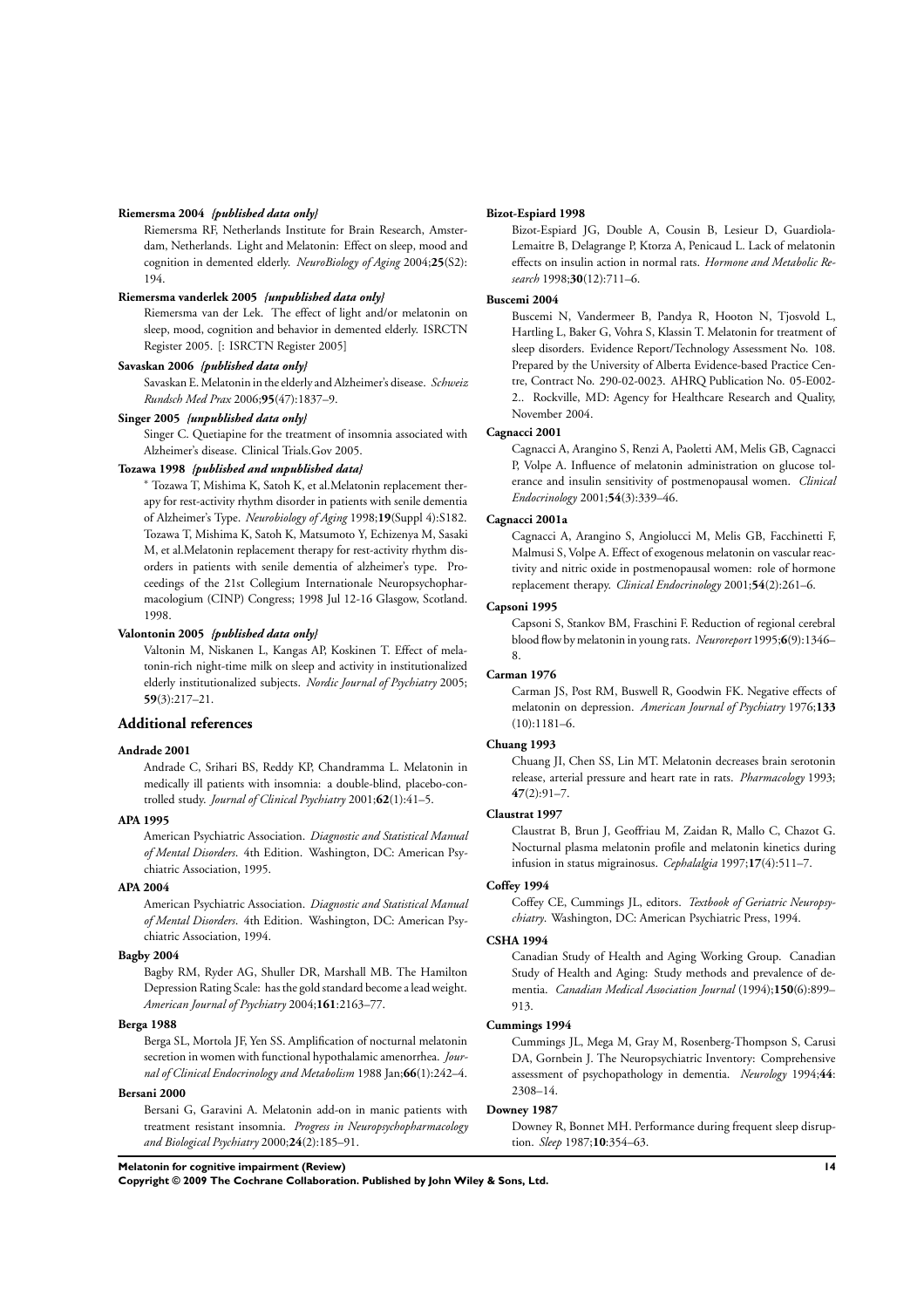**Riemersma 2004** *{published data only}*

Riemersma RF, Netherlands Institute for Brain Research, Amsterdam, Netherlands. Light and Melatonin: Effect on sleep, mood and cognition in demented elderly. *NeuroBiology of Aging* 2004;**25**(S2): 194.

**Riemersma vanderlek 2005** *{unpublished data only}*

Riemersma van der Lek. The effect of light and/or melatonin on sleep, mood, cognition and behavior in demented elderly. ISRCTN Register 2005. [: ISRCTN Register 2005]

**Savaskan 2006** *{published data only}*

Savaskan E. Melatonin in the elderly and Alzheimer's disease. *Schweiz Rundsch Med Prax* 2006;**95**(47):1837–9.

**Singer 2005** *{unpublished data only}*

Singer C. Quetiapine for the treatment of insomnia associated with Alzheimer's disease. Clinical Trials.Gov 2005.

**Tozawa 1998** *{published and unpublished data}*

* Tozawa T, Mishima K, Satoh K, et al.Melatonin replacement therapy for rest-activity rhythm disorder in patients with senile dementia of Alzheimer's Type. *Neurobiology of Aging* 1998;**19**(Suppl 4):S182. Tozawa T, Mishima K, Satoh K, Matsumoto Y, Echizenya M, Sasaki M, et al.Melatonin replacement therapy for rest-activity rhythm disorders in patients with senile dementia of alzheimer's type. Proceedings of the 21st Collegium Internationale Neuropsychopharmacologium (CINP) Congress; 1998 Jul 12-16 Glasgow, Scotland. 1998.

**Valontonin 2005** *{published data only}*

Valtonin M, Niskanen L, Kangas AP, Koskinen T. Effect of melatonin-rich night-time milk on sleep and activity in institutionalized elderly institutionalized subjects. *Nordic Journal of Psychiatry* 2005; **59**(3):217–21.

## Additional references

**Andrade 2001**

Andrade C, Srihari BS, Reddy KP, Chandramma L. Melatonin in medically ill patients with insomnia: a double-blind, placebo-controlled study. *Journal of Clinical Psychiatry* 2001;**62**(1):41–5.

**APA 1995**

American Psychiatric Association. *Diagnostic and Statistical Manual of Mental Disorders*. 4th Edition. Washington, DC: American Psychiatric Association, 1995.

**APA 2004**

American Psychiatric Association. *Diagnostic and Statistical Manual of Mental Disorders*. 4th Edition. Washington, DC: American Psychiatric Association, 1994.

**Bagby 2004**

Bagby RM, Ryder AG, Shuller DR, Marshall MB. The Hamilton Depression Rating Scale: has the gold standard become a lead weight. *American Journal of Psychiatry* 2004;**161**:2163–77.

**Berga 1988**

Berga SL, Mortola JF, Yen SS. Amplification of nocturnal melatonin secretion in women with functional hypothalamic amenorrhea. *Journal of Clinical Endocrinology and Metabolism* 1988 Jan;**66**(1):242–4.

**Bersani 2000**

Bersani G, Garavini A. Melatonin add-on in manic patients with treatment resistant insomnia. *Progress in Neuropsychopharmacology and Biological Psychiatry* 2000;**24**(2):185–91.

**Bizot-Espiard 1998**

Bizot-Espiard JG, Double A, Cousin B, Lesieur D, Guardiola-Lemaitre B, Delagrange P, Ktorza A, Penicaud L. Lack of melatonin effects on insulin action in normal rats. *Hormone and Metabolic Research* 1998;**30**(12):711–6.

**Buscemi 2004**

Buscemi N, Vandermeer B, Pandya R, Hooton N, Tjosvold L, Hartling L, Baker G, Vohra S, Klassin T. Melatonin for treatment of sleep disorders. Evidence Report/Technology Assessment No. 108. Prepared by the University of Alberta Evidence-based Practice Centre, Contract No. 290-02-0023. AHRQ Publication No. 05-E002-2.. Rockville, MD: Agency for Healthcare Research and Quality, November 2004.

**Cagnacci 2001**

Cagnacci A, Arangino S, Renzi A, Paoletti AM, Melis GB, Cagnacci P, Volpe A. Influence of melatonin administration on glucose tolerance and insulin sensitivity of postmenopausal women. *Clinical Endocrinology* 2001;**54**(3):339–46.

**Cagnacci 2001a**

Cagnacci A, Arangino S, Angiolucci M, Melis GB, Facchinetti F, Malmusi S, Volpe A. Effect of exogenous melatonin on vascular reactivity and nitric oxide in postmenopausal women: role of hormone replacement therapy. *Clinical Endocrinology* 2001;**54**(2):261–6.

**Capsoni 1995**

Capsoni S, Stankov BM, Fraschini F. Reduction of regional cerebral blood flow by melatonin in young rats. *Neuroreport* 1995;**6**(9):1346–8.

**Carman 1976**

Carman JS, Post RM, Buswell R, Goodwin FK. Negative effects of melatonin on depression. *American Journal of Psychiatry* 1976;**133** (10):1181–6.

**Chuang 1993**

Chuang JI, Chen SS, Lin MT. Melatonin decreases brain serotonin release, arterial pressure and heart rate in rats. *Pharmacology* 1993; **47**(2):91–7.

**Claustrat 1997**

Claustrat B, Brun J, Geoffriau M, Zaidan R, Mallo C, Chazot G. Nocturnal plasma melatonin profile and melatonin kinetics during infusion in status migrainosus. *Cephalalgia* 1997;**17**(4):511–7.

**Coffey 1994**

Coffey CE, Cummings JL, editors. *Textbook of Geriatric Neuropsychiatry*. Washington, DC: American Psychiatric Press, 1994.

**CSHA 1994**

Canadian Study of Health and Aging Working Group. Canadian Study of Health and Aging: Study methods and prevalence of dementia. *Canadian Medical Association Journal* (1994);**150**(6):899–913.

**Cummings 1994**

Cummings JL, Mega M, Gray M, Rosenberg-Thompson S, Carusi DA, Gornbein J. The Neuropsychiatric Inventory: Comprehensive assessment of psychopathology in dementia. *Neurology* 1994;**44**: 2308–14.

**Downey 1987**

Downey R, Bonnet MH. Performance during frequent sleep disruption. *Sleep* 1987;**10**:354–63.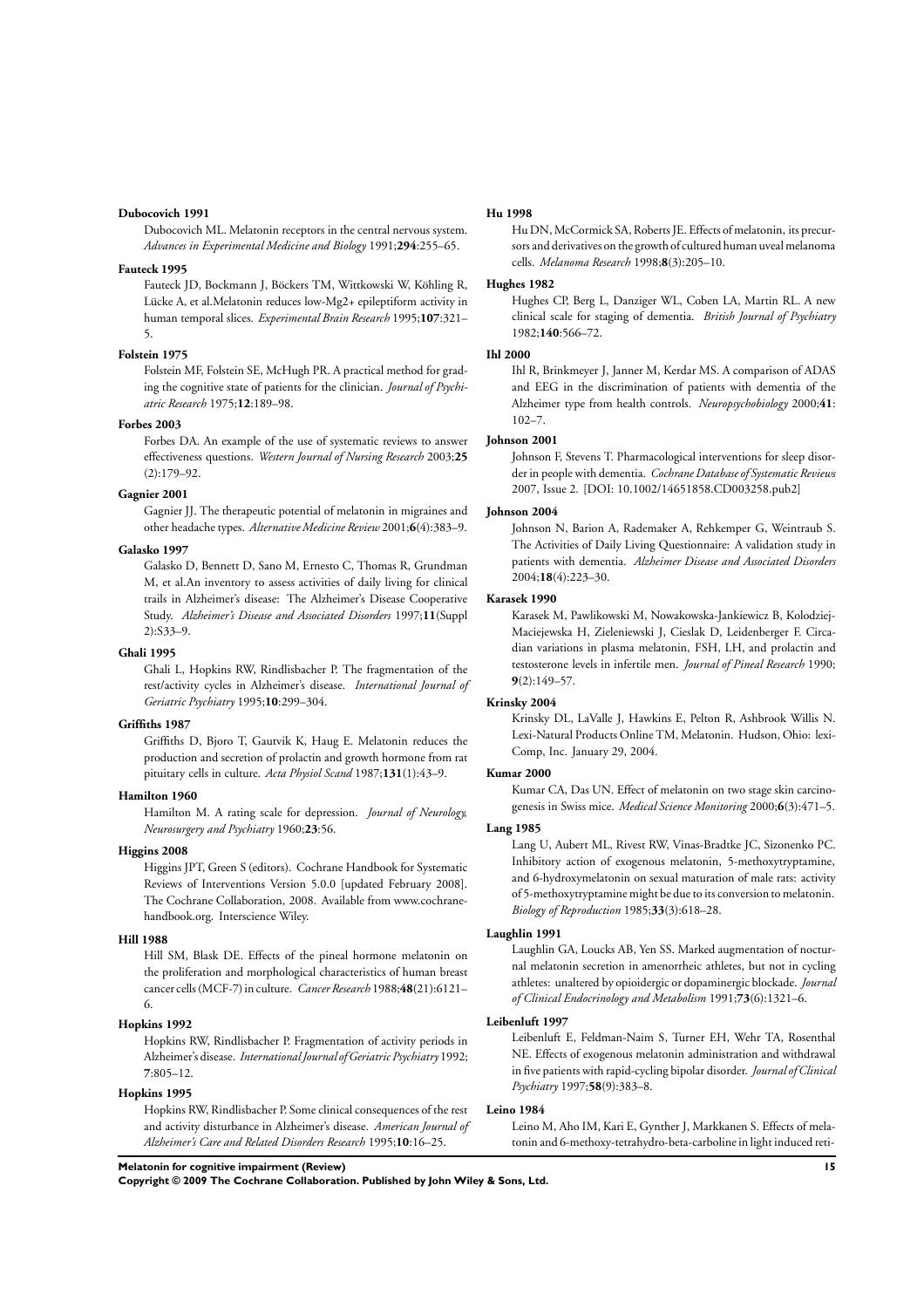**Dubocovich 1991**

Dubocovich ML. Melatonin receptors in the central nervous system. *Advances in Experimental Medicine and Biology* 1991;**294**:255–65.

**Fauteck 1995**

Fauteck JD, Bockmann J, Böckers TM, Wittkowski W, Köhling R, Lücke A, et al.Melatonin reduces low-Mg2+ epileptiform activity in human temporal slices. *Experimental Brain Research* 1995;**107**:321–5.

**Folstein 1975**

Folstein MF, Folstein SE, McHugh PR. A practical method for grading the cognitive state of patients for the clinician. *Journal of Psychiatric Research* 1975;**12**:189–98.

**Forbes 2003**

Forbes DA. An example of the use of systematic reviews to answer effectiveness questions. *Western Journal of Nursing Research* 2003;**25** (2):179–92.

**Gagnier 2001**

Gagnier JJ. The therapeutic potential of melatonin in migraines and other headache types. *Alternative Medicine Review* 2001;**6**(4):383–9.

**Galasko 1997**

Galasko D, Bennett D, Sano M, Ernesto C, Thomas R, Grundman M, et al.An inventory to assess activities of daily living for clinical trails in Alzheimer's disease: The Alzheimer's Disease Cooperative Study. *Alzheimer's Disease and Associated Disorders* 1997;**11**(Suppl 2):S33–9.

**Ghali 1995**

Ghali L, Hopkins RW, Rindlisbacher P. The fragmentation of the rest/activity cycles in Alzheimer's disease. *International Journal of Geriatric Psychiatry* 1995;**10**:299–304.

**Griffiths 1987**

Griffiths D, Bjoro T, Gautvik K, Haug E. Melatonin reduces the production and secretion of prolactin and growth hormone from rat pituitary cells in culture. *Acta Physiol Scand* 1987;**131**(1):43–9.

**Hamilton 1960**

Hamilton M. A rating scale for depression. *Journal of Neurology, Neurosurgery and Psychiatry* 1960;**23**:56.

**Higgins 2008**

Higgins JPT, Green S (editors). Cochrane Handbook for Systematic Reviews of Interventions Version 5.0.0 [updated February 2008]. The Cochrane Collaboration, 2008. Available from www.cochrane-handbook.org. Interscience Wiley.

**Hill 1988**

Hill SM, Blask DE. Effects of the pineal hormone melatonin on the proliferation and morphological characteristics of human breast cancer cells (MCF-7) in culture. *Cancer Research* 1988;**48**(21):6121–6.

**Hopkins 1992**

Hopkins RW, Rindlisbacher P. Fragmentation of activity periods in Alzheimer's disease. *International Journal of Geriatric Psychiatry* 1992; **7**:805–12.

**Hopkins 1995**

Hopkins RW, Rindlisbacher P. Some clinical consequences of the rest and activity disturbance in Alzheimer's disease. *American Journal of Alzheimer's Care and Related Disorders Research* 1995;**10**:16–25.

**Hu 1998**

Hu DN, McCormick SA, Roberts JE. Effects of melatonin, its precursors and derivatives on the growth of cultured human uveal melanoma cells. *Melanoma Research* 1998;**8**(3):205–10.

**Hughes 1982**

Hughes CP, Berg L, Danziger WL, Coben LA, Martin RL. A new clinical scale for staging of dementia. *British Journal of Psychiatry* 1982;**140**:566–72.

**Ihl 2000**

Ihl R, Brinkmeyer J, Janner M, Kerdar MS. A comparison of ADAS and EEG in the discrimination of patients with dementia of the Alzheimer type from health controls. *Neuropsychobiology* 2000;**41**: 102–7.

**Johnson 2001**

Johnson F, Stevens T. Pharmacological interventions for sleep disorder in people with dementia. *Cochrane Database of Systematic Reviews* 2007, Issue 2. [DOI: 10.1002/14651858.CD003258.pub2]

**Johnson 2004**

Johnson N, Barion A, Rademaker A, Rehkemper G, Weintraub S. The Activities of Daily Living Questionnaire: A validation study in patients with dementia. *Alzheimer Disease and Associated Disorders* 2004;**18**(4):223–30.

**Karasek 1990**

Karasek M, Pawlikowski M, Nowakowska-Jankiewicz B, Kolodziej-Maciejewska H, Zieleniewski J, Cieslak D, Leidenberger F. Circadian variations in plasma melatonin, FSH, LH, and prolactin and testosterone levels in infertile men. *Journal of Pineal Research* 1990; **9**(2):149–57.

**Krinsky 2004**

Krinsky DL, LaValle J, Hawkins E, Pelton R, Ashbrook Willis N. Lexi-Natural Products Online TM, Melatonin. Hudson, Ohio: lexi-Comp, Inc. January 29, 2004.

**Kumar 2000**

Kumar CA, Das UN. Effect of melatonin on two stage skin carcinogenesis in Swiss mice. *Medical Science Monitoring* 2000;**6**(3):471–5.

**Lang 1985**

Lang U, Aubert ML, Rivest RW, Vinas-Bradtke JC, Sizonenko PC. Inhibitory action of exogenous melatonin, 5-methoxytryptamine, and 6-hydroxymelatonin on sexual maturation of male rats: activity of 5-methoxytryptamine might be due to its conversion to melatonin. *Biology of Reproduction* 1985;**33**(3):618–28.

**Laughlin 1991**

Laughlin GA, Loucks AB, Yen SS. Marked augmentation of nocturnal melatonin secretion in amenorrheic athletes, but not in cycling athletes: unaltered by opioidergic or dopaminergic blockade. *Journal of Clinical Endocrinology and Metabolism* 1991;**73**(6):1321–6.

**Leibenluft 1997**

Leibenluft E, Feldman-Naim S, Turner EH, Wehr TA, Rosenthal NE. Effects of exogenous melatonin administration and withdrawal in five patients with rapid-cycling bipolar disorder. *Journal of Clinical Psychiatry* 1997;**58**(9):383–8.

**Leino 1984**

Leino M, Aho IM, Kari E, Gynther J, Markkanen S. Effects of melatonin and 6-methoxy-tetrahydro-beta-carboline in light induced reti-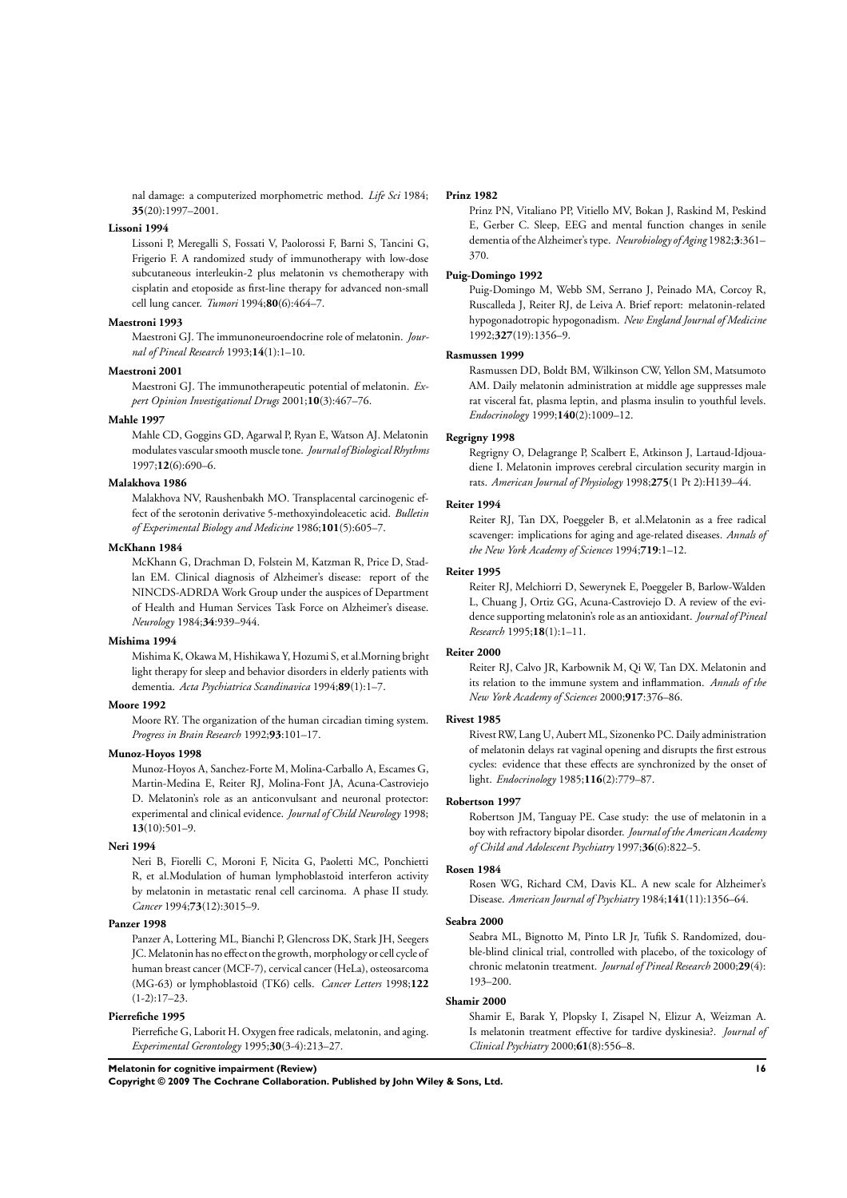nal damage: a computerized morphometric method. *Life Sci* 1984; **35**(20):1997–2001.

**Lissoni 1994**

Lissoni P, Meregalli S, Fossati V, Paolorossi F, Barni S, Tancini G, Frigerio F. A randomized study of immunotherapy with low-dose subcutaneous interleukin-2 plus melatonin vs chemotherapy with cisplatin and etoposide as first-line therapy for advanced non-small cell lung cancer. *Tumori* 1994;**80**(6):464–7.

**Maestroni 1993**

Maestroni GJ. The immunoneuroendocrine role of melatonin. *Journal of Pineal Research* 1993;**14**(1):1–10.

**Maestroni 2001**

Maestroni GJ. The immunotherapeutic potential of melatonin. *Expert Opinion Investigational Drugs* 2001;**10**(3):467–76.

**Mahle 1997**

Mahle CD, Goggins GD, Agarwal P, Ryan E, Watson AJ. Melatonin modulates vascular smooth muscle tone. *Journal of Biological Rhythms* 1997;**12**(6):690–6.

**Malakhova 1986**

Malakhova NV, Raushenbakh MO. Transplacental carcinogenic effect of the serotonin derivative 5-methoxyindoleacetic acid. *Bulletin of Experimental Biology and Medicine* 1986;**101**(5):605–7.

**McKhann 1984**

McKhann G, Drachman D, Folstein M, Katzman R, Price D, Stadlan EM. Clinical diagnosis of Alzheimer's disease: report of the NINCDS-ADRDA Work Group under the auspices of Department of Health and Human Services Task Force on Alzheimer's disease. *Neurology* 1984;**34**:939–944.

**Mishima 1994**

Mishima K, Okawa M, Hishikawa Y, Hozumi S, et al.Morning bright light therapy for sleep and behavior disorders in elderly patients with dementia. *Acta Psychiatrica Scandinavica* 1994;**89**(1):1–7.

**Moore 1992**

Moore RY. The organization of the human circadian timing system. *Progress in Brain Research* 1992;**93**:101–17.

**Munoz-Hoyos 1998**

Munoz-Hoyos A, Sanchez-Forte M, Molina-Carballo A, Escames G, Martin-Medina E, Reiter RJ, Molina-Font JA, Acuna-Castroviejo D. Melatonin's role as an anticonvulsant and neuronal protector: experimental and clinical evidence. *Journal of Child Neurology* 1998; **13**(10):501–9.

**Neri 1994**

Neri B, Fiorelli C, Moroni F, Nicita G, Paoletti MC, Ponchietti R, et al.Modulation of human lymphoblastoid interferon activity by melatonin in metastatic renal cell carcinoma. A phase II study. *Cancer* 1994;**73**(12):3015–9.

**Panzer 1998**

Panzer A, Lottering ML, Bianchi P, Glencross DK, Stark JH, Seegers JC. Melatonin has no effect on the growth, morphology or cell cycle of human breast cancer (MCF-7), cervical cancer (HeLa), osteosarcoma (MG-63) or lymphoblastoid (TK6) cells. *Cancer Letters* 1998;**122** (1-2):17–23.

**Pierrefiche 1995**

Pierrefiche G, Laborit H. Oxygen free radicals, melatonin, and aging. *Experimental Gerontology* 1995;**30**(3-4):213–27.

**Prinz 1982**

Prinz PN, Vitaliano PP, Vitiello MV, Bokan J, Raskind M, Peskind E, Gerber C. Sleep, EEG and mental function changes in senile dementia of the Alzheimer's type. *Neurobiology of Aging* 1982;**3**:361–370.

**Puig-Domingo 1992**

Puig-Domingo M, Webb SM, Serrano J, Peinado MA, Corcoy R, Ruscalleda J, Reiter RJ, de Leiva A. Brief report: melatonin-related hypogonadotropic hypogonadism. *New England Journal of Medicine* 1992;**327**(19):1356–9.

**Rasmussen 1999**

Rasmussen DD, Boldt BM, Wilkinson CW, Yellon SM, Matsumoto AM. Daily melatonin administration at middle age suppresses male rat visceral fat, plasma leptin, and plasma insulin to youthful levels. *Endocrinology* 1999;**140**(2):1009–12.

**Regrigny 1998**

Regrigny O, Delagrange P, Scalbert E, Atkinson J, Lartaud-Idjouadiene I. Melatonin improves cerebral circulation security margin in rats. *American Journal of Physiology* 1998;**275**(1 Pt 2):H139–44.

**Reiter 1994**

Reiter RJ, Tan DX, Poeggeler B, et al.Melatonin as a free radical scavenger: implications for aging and age-related diseases. *Annals of the New York Academy of Sciences* 1994;**719**:1–12.

**Reiter 1995**

Reiter RJ, Melchiorri D, Sewerynek E, Poeggeler B, Barlow-Walden L, Chuang J, Ortiz GG, Acuna-Castroviejo D. A review of the evidence supporting melatonin's role as an antioxidant. *Journal of Pineal Research* 1995;**18**(1):1–11.

**Reiter 2000**

Reiter RJ, Calvo JR, Karbownik M, Qi W, Tan DX. Melatonin and its relation to the immune system and inflammation. *Annals of the New York Academy of Sciences* 2000;**917**:376–86.

**Rivest 1985**

Rivest RW, Lang U, Aubert ML, Sizonenko PC. Daily administration of melatonin delays rat vaginal opening and disrupts the first estrous cycles: evidence that these effects are synchronized by the onset of light. *Endocrinology* 1985;**116**(2):779–87.

**Robertson 1997**

Robertson JM, Tanguay PE. Case study: the use of melatonin in a boy with refractory bipolar disorder. *Journal of the American Academy of Child and Adolescent Psychiatry* 1997;**36**(6):822–5.

**Rosen 1984**

Rosen WG, Richard CM, Davis KL. A new scale for Alzheimer's Disease. *American Journal of Psychiatry* 1984;**141**(11):1356–64.

**Seabra 2000**

Seabra ML, Bignotto M, Pinto LR Jr, Tufik S. Randomized, double-blind clinical trial, controlled with placebo, of the toxicology of chronic melatonin treatment. *Journal of Pineal Research* 2000;**29**(4): 193–200.

**Shamir 2000**

Shamir E, Barak Y, Plopsky I, Zisapel N, Elizur A, Weizman A. Is melatonin treatment effective for tardive dyskinesia?. *Journal of Clinical Psychiatry* 2000;**61**(8):556–8.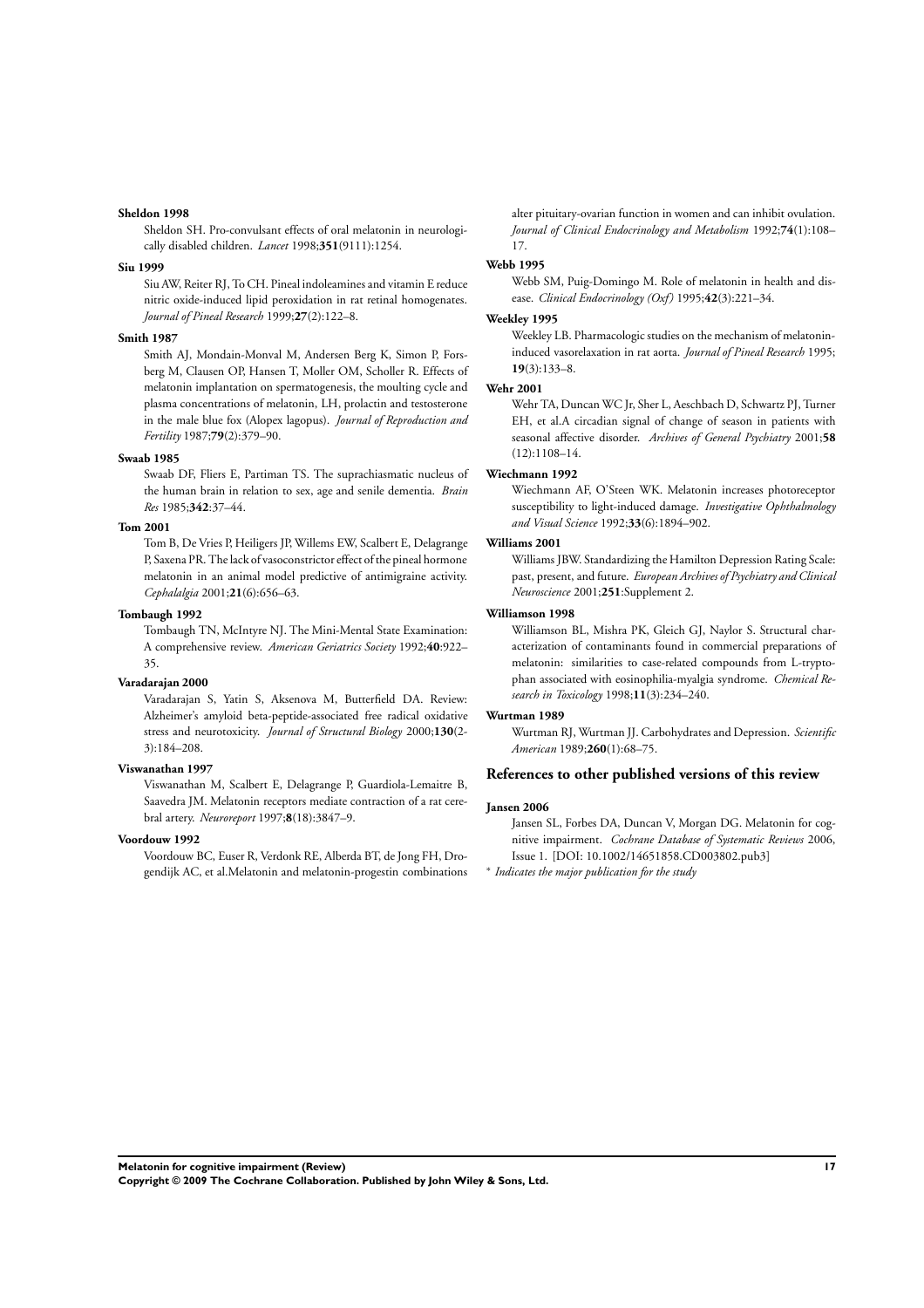**Sheldon 1998**

Sheldon SH. Pro-convulsant effects of oral melatonin in neurologically disabled children. *Lancet* 1998;**351**(9111):1254.

**Siu 1999**

Siu AW, Reiter RJ, To CH. Pineal indoleamines and vitamin E reduce nitric oxide-induced lipid peroxidation in rat retinal homogenates. *Journal of Pineal Research* 1999;**27**(2):122–8.

**Smith 1987**

Smith AJ, Mondain-Monval M, Andersen Berg K, Simon P, Forsberg M, Clausen OP, Hansen T, Moller OM, Scholler R. Effects of melatonin implantation on spermatogenesis, the moulting cycle and plasma concentrations of melatonin, LH, prolactin and testosterone in the male blue fox (Alopex lagopus). *Journal of Reproduction and Fertility* 1987;**79**(2):379–90.

**Swaab 1985**

Swaab DF, Fliers E, Partiman TS. The suprachiasmatic nucleus of the human brain in relation to sex, age and senile dementia. *Brain Res* 1985;**342**:37–44.

**Tom 2001**

Tom B, De Vries P, Heiligers JP, Willems EW, Scalbert E, Delagrange P, Saxena PR. The lack of vasoconstrictor effect of the pineal hormone melatonin in an animal model predictive of antimigraine activity. *Cephalalgia* 2001;**21**(6):656–63.

**Tombaugh 1992**

Tombaugh TN, McIntyre NJ. The Mini-Mental State Examination: A comprehensive review. *American Geriatrics Society* 1992;**40**:922–35.

**Varadarajan 2000**

Varadarajan S, Yatin S, Aksenova M, Butterfield DA. Review: Alzheimer's amyloid beta-peptide-associated free radical oxidative stress and neurotoxicity. *Journal of Structural Biology* 2000;**130**(2-3):184–208.

**Viswanathan 1997**

Viswanathan M, Scalbert E, Delagrange P, Guardiola-Lemaitre B, Saavedra JM. Melatonin receptors mediate contraction of a rat cerebral artery. *Neuroreport* 1997;**8**(18):3847–9.

**Voordouw 1992**

Voordouw BC, Euser R, Verdonk RE, Alberda BT, de Jong FH, Drogendijk AC, et al.Melatonin and melatonin-progestin combinations alter pituitary-ovarian function in women and can inhibit ovulation. *Journal of Clinical Endocrinology and Metabolism* 1992;**74**(1):108–17.

**Webb 1995**

Webb SM, Puig-Domingo M. Role of melatonin in health and disease. *Clinical Endocrinology (Oxf)* 1995;**42**(3):221–34.

**Weekley 1995**

Weekley LB. Pharmacologic studies on the mechanism of melatonin-induced vasorelaxation in rat aorta. *Journal of Pineal Research* 1995; **19**(3):133–8.

**Wehr 2001**

Wehr TA, Duncan WC Jr, Sher L, Aeschbach D, Schwartz PJ, Turner EH, et al.A circadian signal of change of season in patients with seasonal affective disorder. *Archives of General Psychiatry* 2001;**58**(12):1108–14.

**Wiechmann 1992**

Wiechmann AF, O'Steen WK. Melatonin increases photoreceptor susceptibility to light-induced damage. *Investigative Ophthalmology and Visual Science* 1992;**33**(6):1894–902.

**Williams 2001**

Williams JBW. Standardizing the Hamilton Depression Rating Scale: past, present, and future. *European Archives of Psychiatry and Clinical Neuroscience* 2001;**251**:Supplement 2.

**Williamson 1998**

Williamson BL, Mishra PK, Gleich GJ, Naylor S. Structural characterization of contaminants found in commercial preparations of melatonin: similarities to case-related compounds from L-tryptophan associated with eosinophilia-myalgia syndrome. *Chemical Research in Toxicology* 1998;**11**(3):234–240.

**Wurtman 1989**

Wurtman RJ, Wurtman JJ. Carbohydrates and Depression. *Scientific American* 1989;**260**(1):68–75.

## References to other published versions of this review

**Jansen 2006**

Jansen SL, Forbes DA, Duncan V, Morgan DG. Melatonin for cognitive impairment. *Cochrane Database of Systematic Reviews* 2006, Issue 1. [DOI: 10.1002/14651858.CD003802.pub3]

\* *Indicates the major publication for the study*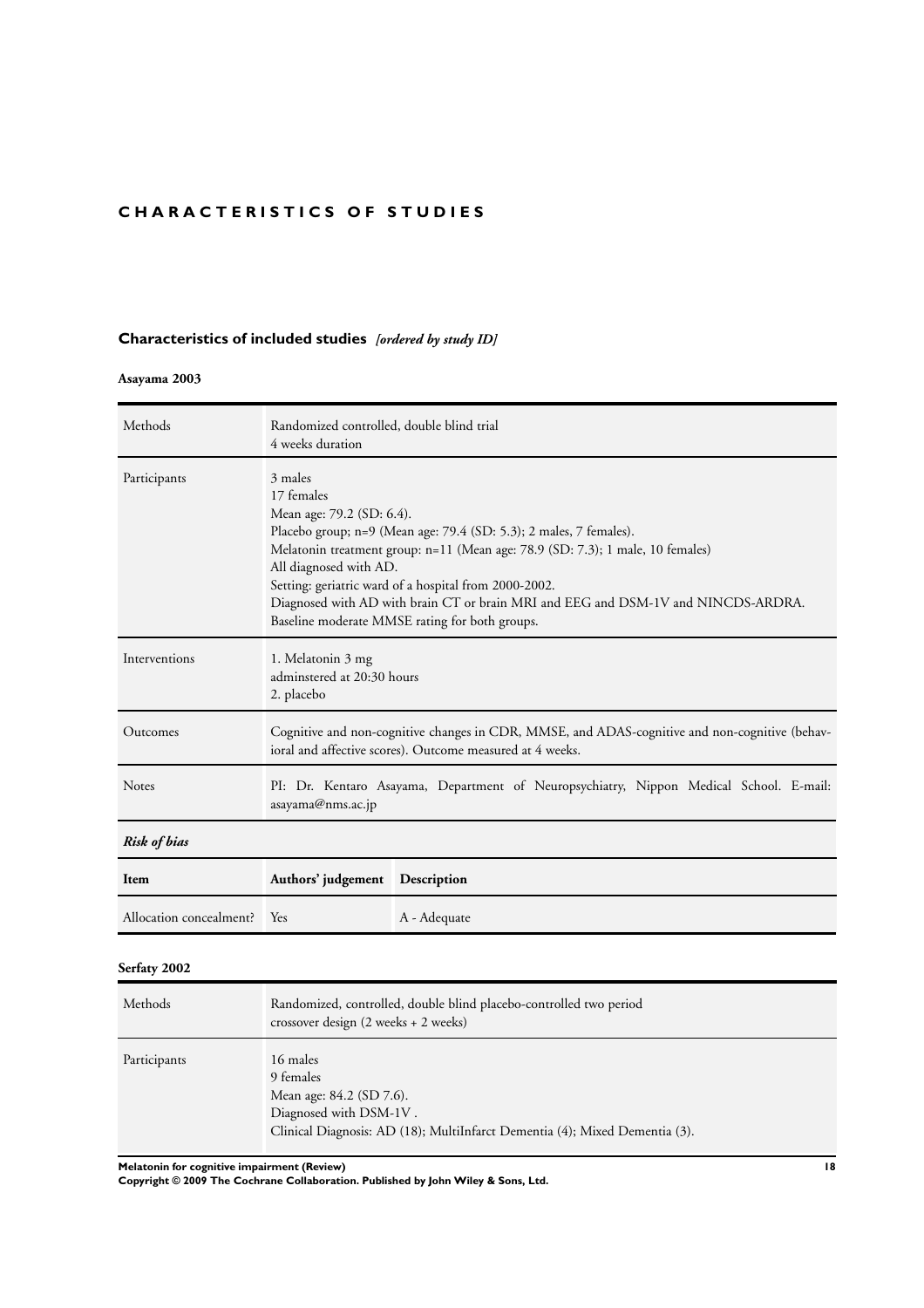# CHARACTERISTICS OF STUDIES

## Characteristics of included studies *[ordered by study ID]*

### Asayama 2003

| | |
|---|---|
| Methods | Randomized controlled, double blind trial<br>4 weeks duration |
| Participants | 3 males<br>17 females<br>Mean age: 79.2 (SD: 6.4).<br>Placebo group; n=9 (Mean age: 79.4 (SD: 5.3); 2 males, 7 females).<br>Melatonin treatment group: n=11 (Mean age: 78.9 (SD: 7.3); 1 male, 10 females)<br>All diagnosed with AD.<br>Setting: geriatric ward of a hospital from 2000-2002.<br>Diagnosed with AD with brain CT or brain MRI and EEG and DSM-1V and NINCDS-ARDRA.<br>Baseline moderate MMSE rating for both groups. |
| Interventions | 1. Melatonin 3 mg<br>adminstered at 20:30 hours<br>2. placebo |
| Outcomes | Cognitive and non-cognitive changes in CDR, MMSE, and ADAS-cognitive and non-cognitive (behavioral and affective scores). Outcome measured at 4 weeks. |
| Notes | PI: Dr. Kentaro Asayama, Department of Neuropsychiatry, Nippon Medical School. E-mail: asayama@nms.ac.jp |

*Risk of bias*

| Item | Authors' judgement | Description |
|---|---|---|
| Allocation concealment? | Yes | A - Adequate |

### Serfaty 2002

| | |
|---|---|
| Methods | Randomized, controlled, double blind placebo-controlled two period<br>crossover design (2 weeks + 2 weeks) |
| Participants | 16 males<br>9 females<br>Mean age: 84.2 (SD 7.6).<br>Diagnosed with DSM-1V .<br>Clinical Diagnosis: AD (18); MultiInfarct Dementia (4); Mixed Dementia (3). |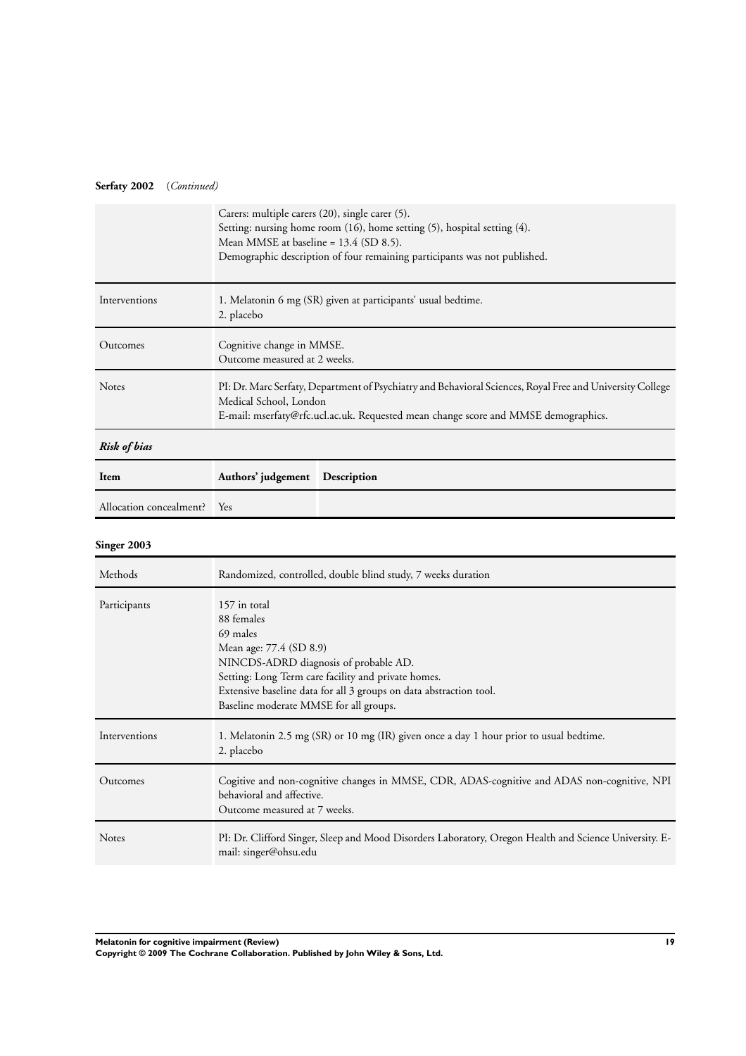**Serfaty 2002** (*Continued*)

| | |
|---|---|
| | Carers: multiple carers (20), single carer (5).<br>Setting: nursing home room (16), home setting (5), hospital setting (4).<br>Mean MMSE at baseline = 13.4 (SD 8.5).<br>Demographic description of four remaining participants was not published. |
| Interventions | 1. Melatonin 6 mg (SR) given at participants' usual bedtime.<br>2. placebo |
| Outcomes | Cognitive change in MMSE.<br>Outcome measured at 2 weeks. |
| Notes | PI: Dr. Marc Serfaty, Department of Psychiatry and Behavioral Sciences, Royal Free and University College Medical School, London<br>E-mail: mserfaty@rfc.ucl.ac.uk. Requested mean change score and MMSE demographics. |

***Risk of bias***

| Item | Authors' judgement | Description |
|---|---|---|
| Allocation concealment? | Yes | |

**Singer 2003**

| | |
|---|---|
| Methods | Randomized, controlled, double blind study, 7 weeks duration |
| Participants | 157 in total<br>88 females<br>69 males<br>Mean age: 77.4 (SD 8.9)<br>NINCDS-ADRD diagnosis of probable AD.<br>Setting: Long Term care facility and private homes.<br>Extensive baseline data for all 3 groups on data abstraction tool.<br>Baseline moderate MMSE for all groups. |
| Interventions | 1. Melatonin 2.5 mg (SR) or 10 mg (IR) given once a day 1 hour prior to usual bedtime.<br>2. placebo |
| Outcomes | Cogitive and non-cognitive changes in MMSE, CDR, ADAS-cognitive and ADAS non-cognitive, NPI behavioral and affective.<br>Outcome measured at 7 weeks. |
| Notes | PI: Dr. Clifford Singer, Sleep and Mood Disorders Laboratory, Oregon Health and Science University. E-mail: singer@ohsu.edu |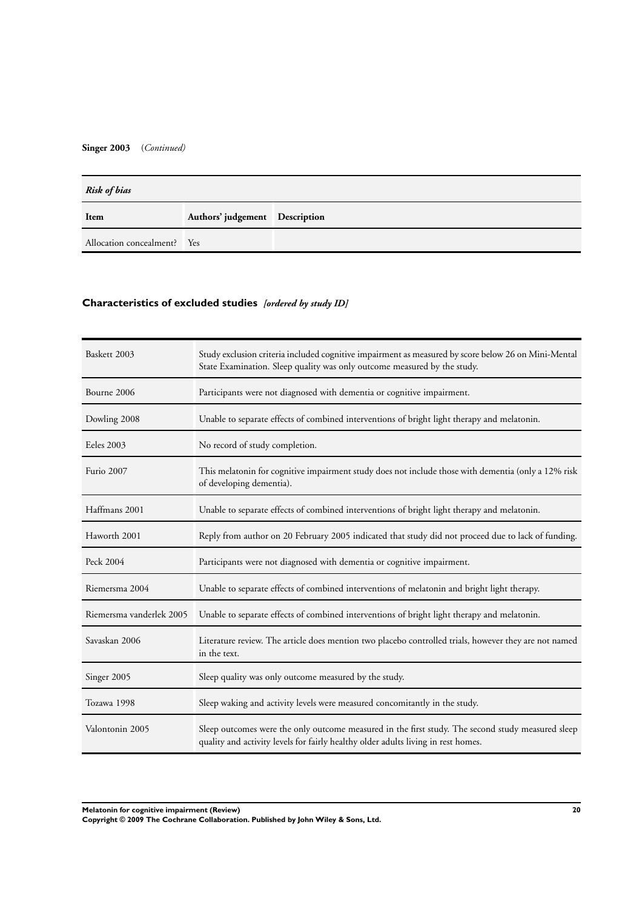**Singer 2003** (*Continued*)

| *Risk of bias* | | |
|---|---|---|
| **Item** | **Authors' judgement** | **Description** |
| Allocation concealment? | Yes | |

## Characteristics of excluded studies *[ordered by study ID]*

| | |
|---|---|
| Baskett 2003 | Study exclusion criteria included cognitive impairment as measured by score below 26 on Mini-Mental State Examination. Sleep quality was only outcome measured by the study. |
| Bourne 2006 | Participants were not diagnosed with dementia or cognitive impairment. |
| Dowling 2008 | Unable to separate effects of combined interventions of bright light therapy and melatonin. |
| Eeles 2003 | No record of study completion. |
| Furio 2007 | This melatonin for cognitive impairment study does not include those with dementia (only a 12% risk of developing dementia). |
| Haffmans 2001 | Unable to separate effects of combined interventions of bright light therapy and melatonin. |
| Haworth 2001 | Reply from author on 20 February 2005 indicated that study did not proceed due to lack of funding. |
| Peck 2004 | Participants were not diagnosed with dementia or cognitive impairment. |
| Riemersma 2004 | Unable to separate effects of combined interventions of melatonin and bright light therapy. |
| Riemersma vanderlek 2005 | Unable to separate effects of combined interventions of bright light therapy and melatonin. |
| Savaskan 2006 | Literature review. The article does mention two placebo controlled trials, however they are not named in the text. |
| Singer 2005 | Sleep quality was only outcome measured by the study. |
| Tozawa 1998 | Sleep waking and activity levels were measured concomitantly in the study. |
| Valontonin 2005 | Sleep outcomes were the only outcome measured in the first study. The second study measured sleep quality and activity levels for fairly healthy older adults living in rest homes. |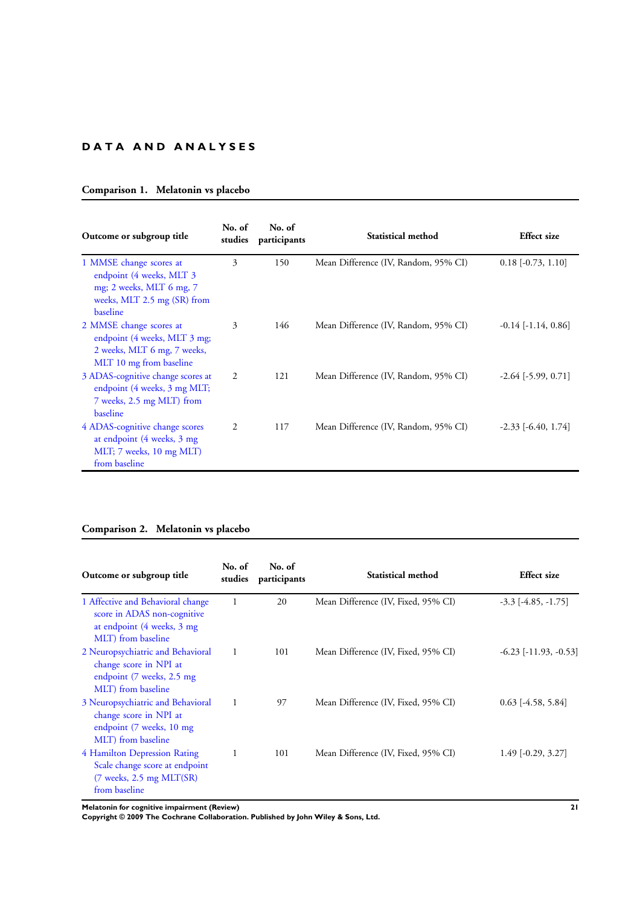# DATA AND ANALYSES

## Comparison 1. Melatonin vs placebo

| Outcome or subgroup title | No. of studies | No. of participants | Statistical method | Effect size |
|---|---|---|---|---|
| 1 MMSE change scores at endpoint (4 weeks, MLT 3 mg; 2 weeks, MLT 6 mg, 7 weeks, MLT 2.5 mg (SR) from baseline | 3 | 150 | Mean Difference (IV, Random, 95% CI) | 0.18 [-0.73, 1.10] |
| 2 MMSE change scores at endpoint (4 weeks, MLT 3 mg; 2 weeks, MLT 6 mg, 7 weeks, MLT 10 mg from baseline | 3 | 146 | Mean Difference (IV, Random, 95% CI) | -0.14 [-1.14, 0.86] |
| 3 ADAS-cognitive change scores at endpoint (4 weeks, 3 mg MLT; 7 weeks, 2.5 mg MLT) from baseline | 2 | 121 | Mean Difference (IV, Random, 95% CI) | -2.64 [-5.99, 0.71] |
| 4 ADAS-cognitive change scores at endpoint (4 weeks, 3 mg MLT; 7 weeks, 10 mg MLT) from baseline | 2 | 117 | Mean Difference (IV, Random, 95% CI) | -2.33 [-6.40, 1.74] |

## Comparison 2. Melatonin vs placebo

| Outcome or subgroup title | No. of studies | No. of participants | Statistical method | Effect size |
|---|---|---|---|---|
| 1 Affective and Behavioral change score in ADAS non-cognitive at endpoint (4 weeks, 3 mg MLT) from baseline | 1 | 20 | Mean Difference (IV, Fixed, 95% CI) | -3.3 [-4.85, -1.75] |
| 2 Neuropsychiatric and Behavioral change score in NPI at endpoint (7 weeks, 2.5 mg MLT) from baseline | 1 | 101 | Mean Difference (IV, Fixed, 95% CI) | -6.23 [-11.93, -0.53] |
| 3 Neuropsychiatric and Behavioral change score in NPI at endpoint (7 weeks, 10 mg MLT) from baseline | 1 | 97 | Mean Difference (IV, Fixed, 95% CI) | 0.63 [-4.58, 5.84] |
| 4 Hamilton Depression Rating Scale change score at endpoint (7 weeks, 2.5 mg MLT(SR) from baseline | 1 | 101 | Mean Difference (IV, Fixed, 95% CI) | 1.49 [-0.29, 3.27] |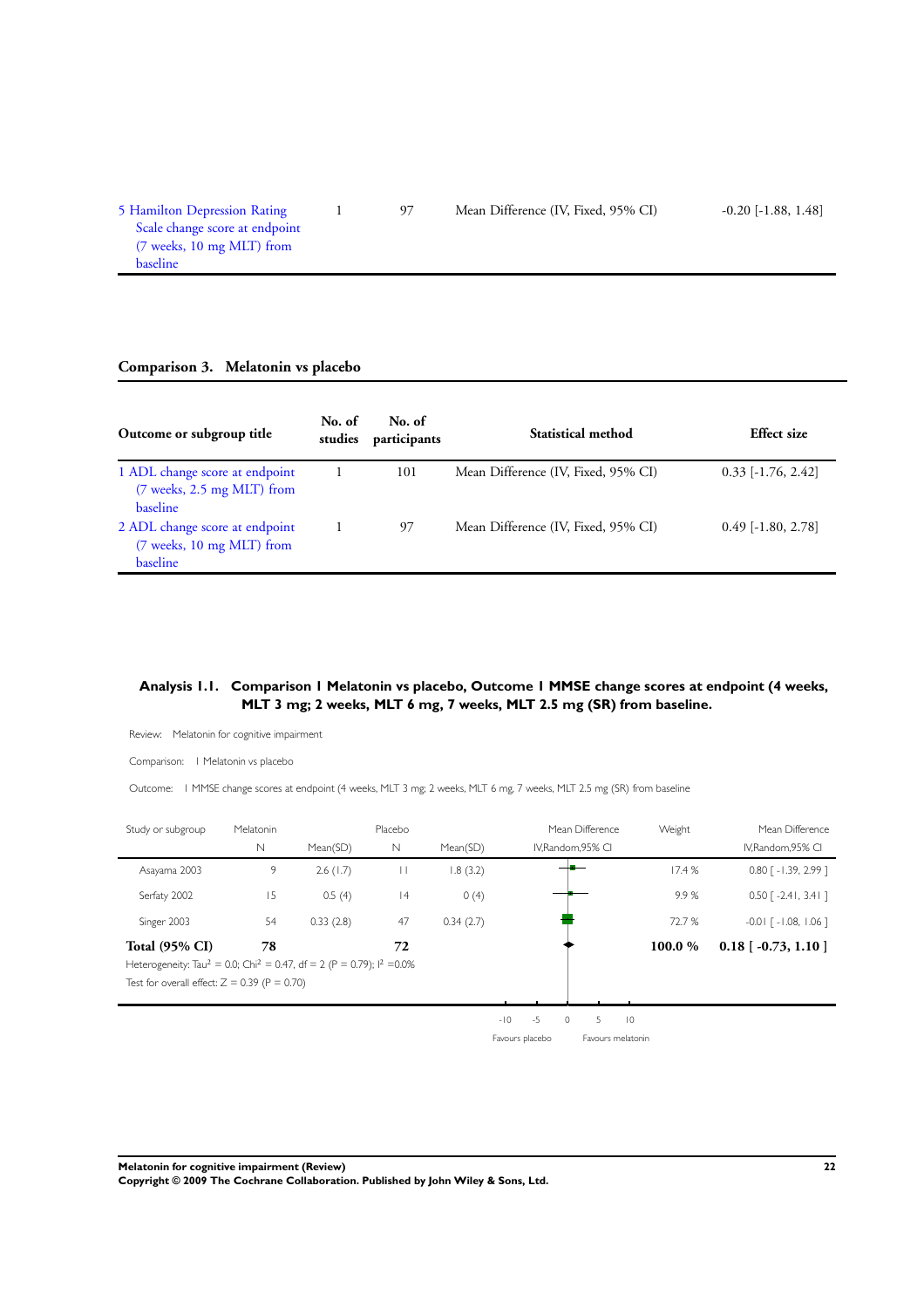| Outcome or subgroup title | No. of studies | No. of participants | Statistical method | Effect size |
|---|---|---|---|---|
| 5 Hamilton Depression Rating Scale change score at endpoint (7 weeks, 10 mg MLT) from baseline | 1 | 97 | Mean Difference (IV, Fixed, 95% CI) | -0.20 [-1.88, 1.48] |

### Comparison 3. Melatonin vs placebo

| Outcome or subgroup title | No. of studies | No. of participants | Statistical method | Effect size |
|---|---|---|---|---|
| 1 ADL change score at endpoint (7 weeks, 2.5 mg MLT) from baseline | 1 | 101 | Mean Difference (IV, Fixed, 95% CI) | 0.33 [-1.76, 2.42] |
| 2 ADL change score at endpoint (7 weeks, 10 mg MLT) from baseline | 1 | 97 | Mean Difference (IV, Fixed, 95% CI) | 0.49 [-1.80, 2.78] |

### Analysis 1.1. Comparison 1 Melatonin vs placebo, Outcome 1 MMSE change scores at endpoint (4 weeks, MLT 3 mg; 2 weeks, MLT 6 mg, 7 weeks, MLT 2.5 mg (SR) from baseline.

Review: Melatonin for cognitive impairment

Comparison: 1 Melatonin vs placebo

Outcome: 1 MMSE change scores at endpoint (4 weeks, MLT 3 mg; 2 weeks, MLT 6 mg, 7 weeks, MLT 2.5 mg (SR) from baseline

| Study or subgroup | Melatonin N | Melatonin Mean(SD) | Placebo N | Placebo Mean(SD) | Mean Difference IV,Random,95% CI | Weight | Mean Difference IV,Random,95% CI |
|---|---|---|---|---|---|---|---|
| Asayama 2003 | 9 | 2.6 (1.7) | 11 | 1.8 (3.2) | | 17.4 % | 0.80 [ -1.39, 2.99 ] |
| Serfaty 2002 | 15 | 0.5 (4) | 14 | 0 (4) | | 9.9 % | 0.50 [ -2.41, 3.41 ] |
| Singer 2003 | 54 | 0.33 (2.8) | 47 | 0.34 (2.7) | | 72.7 % | -0.01 [ -1.08, 1.06 ] |
| **Total (95% CI)** | **78** | | **72** | | | **100.0 %** | **0.18 [ -0.73, 1.10 ]** |

Heterogeneity: $Tau^2 = 0.0$; $Chi^2 = 0.47$, $df = 2$ ($P = 0.79$); $I^2 = 0.0\%$

Test for overall effect: $Z = 0.39$ ($P = 0.70$)

-10 -5 0 5 10

Favours placebo Favours melatonin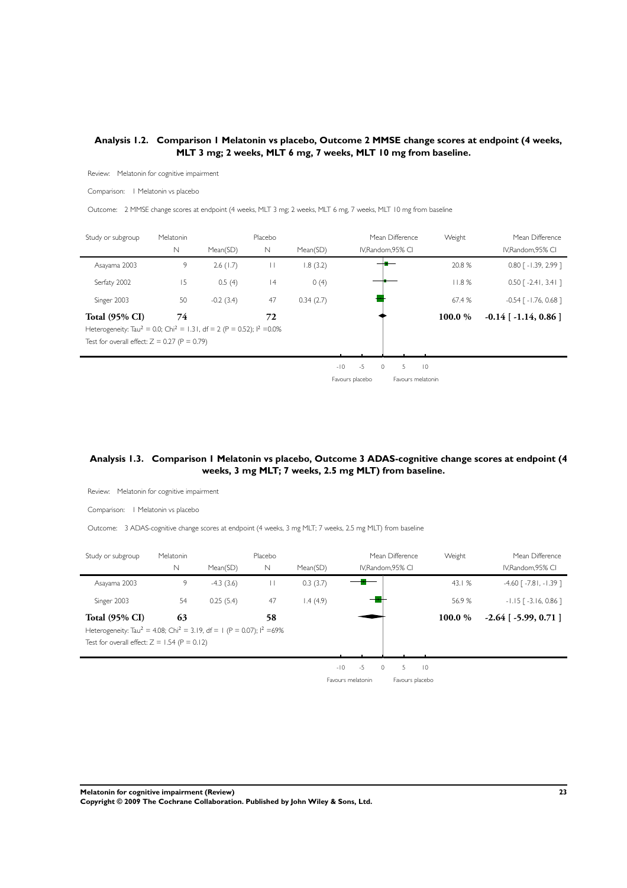## Analysis 1.2. Comparison 1 Melatonin vs placebo, Outcome 2 MMSE change scores at endpoint (4 weeks, MLT 3 mg; 2 weeks, MLT 6 mg, 7 weeks, MLT 10 mg from baseline.

Review: Melatonin for cognitive impairment

Comparison: 1 Melatonin vs placebo

Outcome: 2 MMSE change scores at endpoint (4 weeks, MLT 3 mg; 2 weeks, MLT 6 mg, 7 weeks, MLT 10 mg from baseline

| Study or subgroup | Melatonin | | Placebo | | Mean Difference | Weight | Mean Difference |
|---|---|---|---|---|---|---|---|
| | N | Mean(SD) | N | Mean(SD) | IV,Random,95% CI | | IV,Random,95% CI |
| Asayama 2003 | 9 | 2.6 (1.7) | 11 | 1.8 (3.2) | | 20.8 % | 0.80 [ -1.39, 2.99 ] |
| Serfaty 2002 | 15 | 0.5 (4) | 14 | 0 (4) | | 11.8 % | 0.50 [ -2.41, 3.41 ] |
| Singer 2003 | 50 | -0.2 (3.4) | 47 | 0.34 (2.7) | | 67.4 % | -0.54 [ -1.76, 0.68 ] |
| **Total (95% CI)** | **74** | | **72** | | | **100.0 %** | **-0.14 [ -1.14, 0.86 ]** |

Heterogeneity: $Tau^2 = 0.0$; $Chi^2 = 1.31$, df = 2 (P = 0.52); $I^2 = 0.0\%$

Test for overall effect: Z = 0.27 (P = 0.79)

-10 -5 0 5 10

Favours placebo Favours melatonin

## Analysis 1.3. Comparison 1 Melatonin vs placebo, Outcome 3 ADAS-cognitive change scores at endpoint (4 weeks, 3 mg MLT; 7 weeks, 2.5 mg MLT) from baseline.

Review: Melatonin for cognitive impairment

Comparison: 1 Melatonin vs placebo

Outcome: 3 ADAS-cognitive change scores at endpoint (4 weeks, 3 mg MLT; 7 weeks, 2.5 mg MLT) from baseline

| Study or subgroup | Melatonin | | Placebo | | Mean Difference | Weight | Mean Difference |
|---|---|---|---|---|---|---|---|
| | N | Mean(SD) | N | Mean(SD) | IV,Random,95% CI | | IV,Random,95% CI |
| Asayama 2003 | 9 | -4.3 (3.6) | 11 | 0.3 (3.7) | | 43.1 % | -4.60 [ -7.81, -1.39 ] |
| Singer 2003 | 54 | 0.25 (5.4) | 47 | 1.4 (4.9) | | 56.9 % | -1.15 [ -3.16, 0.86 ] |
| **Total (95% CI)** | **63** | | **58** | | | **100.0 %** | **-2.64 [ -5.99, 0.71 ]** |

Heterogeneity: $Tau^2 = 4.08$; $Chi^2 = 3.19$, df = 1 (P = 0.07); $I^2 = 69\%$

Test for overall effect: Z = 1.54 (P = 0.12)

-10 -5 0 5 10

Favours melatonin Favours placebo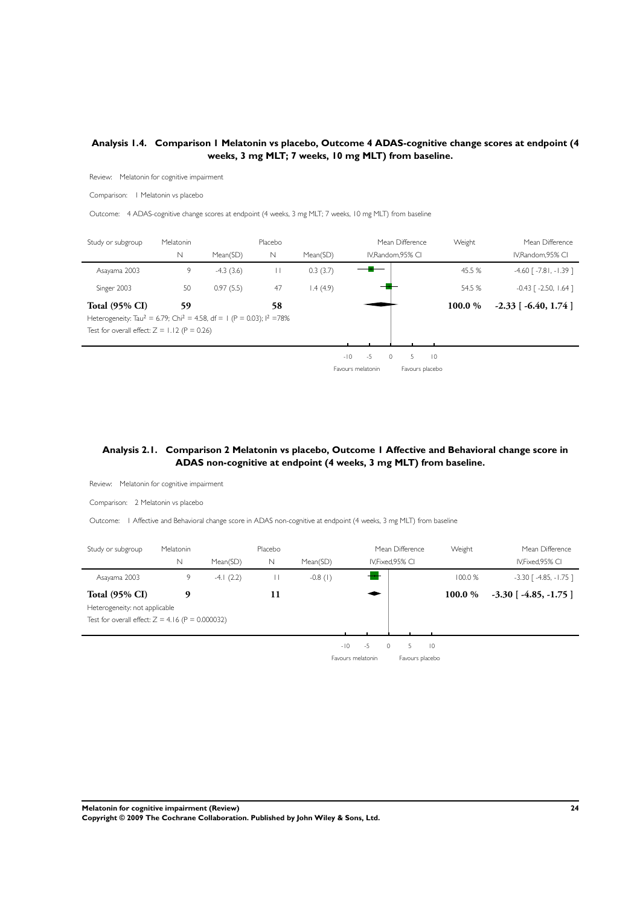### Analysis 1.4. Comparison 1 Melatonin vs placebo, Outcome 4 ADAS-cognitive change scores at endpoint (4 weeks, 3 mg MLT; 7 weeks, 10 mg MLT) from baseline.

Review: Melatonin for cognitive impairment

Comparison: 1 Melatonin vs placebo

Outcome: 4 ADAS-cognitive change scores at endpoint (4 weeks, 3 mg MLT; 7 weeks, 10 mg MLT) from baseline

| Study or subgroup | Melatonin | | Placebo | | Mean Difference | Weight | Mean Difference |
|---|---|---|---|---|---|---|---|
| | N | Mean(SD) | N | Mean(SD) | IV,Random,95% CI | | IV,Random,95% CI |
| Asayama 2003 | 9 | -4.3 (3.6) | 11 | 0.3 (3.7) | | 45.5 % | -4.60 [ -7.81, -1.39 ] |
| Singer 2003 | 50 | 0.97 (5.5) | 47 | 1.4 (4.9) | | 54.5 % | -0.43 [ -2.50, 1.64 ] |
| **Total (95% CI)** | **59** | | **58** | | | **100.0 %** | **-2.33 [ -6.40, 1.74 ]** |

Heterogeneity: $Tau^2 = 6.79$; $Chi^2 = 4.58$, df = 1 (P = 0.03); $I^2 = 78\%$

Test for overall effect: Z = 1.12 (P = 0.26)

-10 -5 0 5 10

Favours melatonin Favours placebo

### Analysis 2.1. Comparison 2 Melatonin vs placebo, Outcome 1 Affective and Behavioral change score in ADAS non-cognitive at endpoint (4 weeks, 3 mg MLT) from baseline.

Review: Melatonin for cognitive impairment

Comparison: 2 Melatonin vs placebo

Outcome: 1 Affective and Behavioral change score in ADAS non-cognitive at endpoint (4 weeks, 3 mg MLT) from baseline

| Study or subgroup | Melatonin | | Placebo | | Mean Difference | Weight | Mean Difference |
|---|---|---|---|---|---|---|---|
| | N | Mean(SD) | N | Mean(SD) | IV,Fixed,95% CI | | IV,Fixed,95% CI |
| Asayama 2003 | 9 | -4.1 (2.2) | 11 | -0.8 (1) | | 100.0 % | -3.30 [ -4.85, -1.75 ] |
| **Total (95% CI)** | **9** | | **11** | | | **100.0 %** | **-3.30 [ -4.85, -1.75 ]** |

Heterogeneity: not applicable

Test for overall effect: Z = 4.16 (P = 0.000032)

-10 -5 0 5 10

Favours melatonin Favours placebo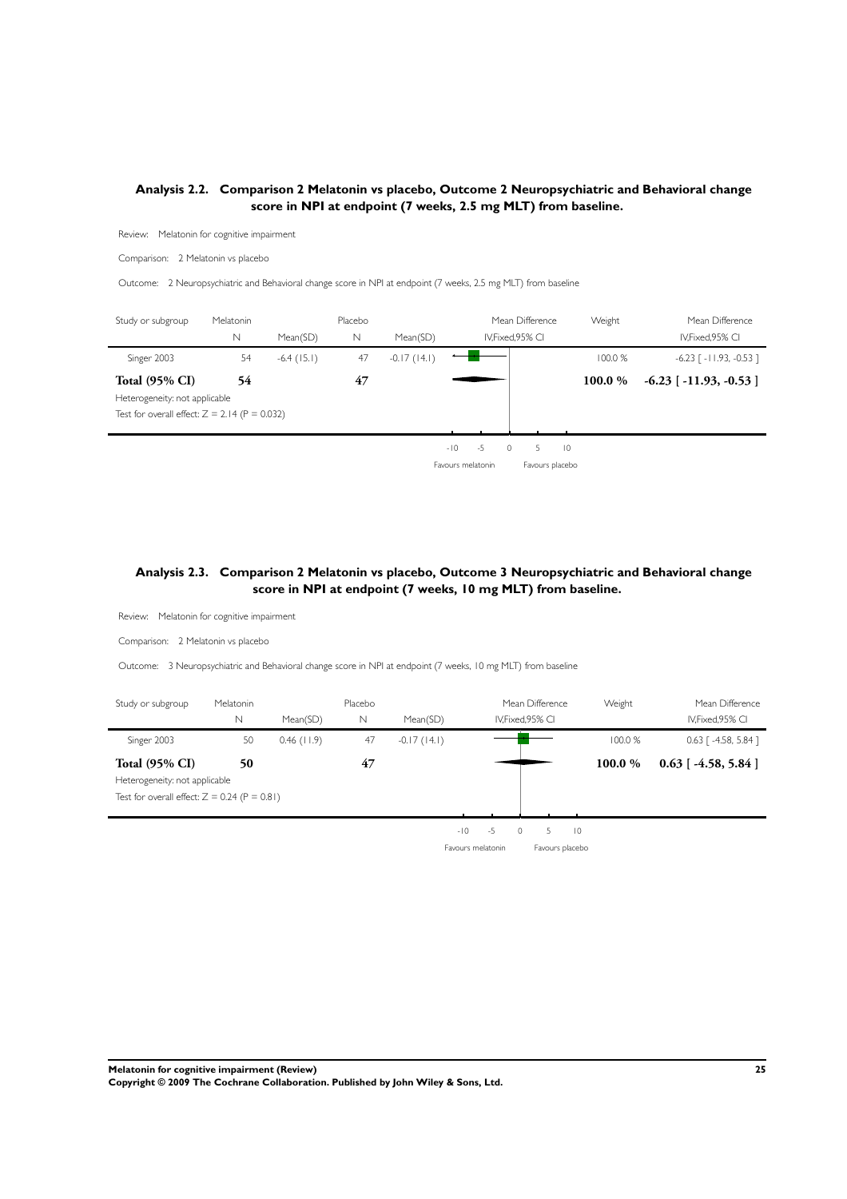## Analysis 2.2. Comparison 2 Melatonin vs placebo, Outcome 2 Neuropsychiatric and Behavioral change score in NPI at endpoint (7 weeks, 2.5 mg MLT) from baseline.

Review: Melatonin for cognitive impairment

Comparison: 2 Melatonin vs placebo

Outcome: 2 Neuropsychiatric and Behavioral change score in NPI at endpoint (7 weeks, 2.5 mg MLT) from baseline

| Study or subgroup | Melatonin N | Mean(SD) | Placebo N | Mean(SD) | Mean Difference IV,Fixed,95% CI | Weight | Mean Difference IV,Fixed,95% CI |
|---|---|---|---|---|---|---|---|
| Singer 2003 | 54 | -6.4 (15.1) | 47 | -0.17 (14.1) | | 100.0 % | -6.23 [ -11.93, -0.53 ] |
| **Total (95% CI)** | **54** | | **47** | | | **100.0 %** | **-6.23 [ -11.93, -0.53 ]** |
| Heterogeneity: not applicable | | | | | | | |
| Test for overall effect: Z = 2.14 (P = 0.032) | | | | | | | |

-10 -5 0 5 10

Favours melatonin Favours placebo

## Analysis 2.3. Comparison 2 Melatonin vs placebo, Outcome 3 Neuropsychiatric and Behavioral change score in NPI at endpoint (7 weeks, 10 mg MLT) from baseline.

Review: Melatonin for cognitive impairment

Comparison: 2 Melatonin vs placebo

Outcome: 3 Neuropsychiatric and Behavioral change score in NPI at endpoint (7 weeks, 10 mg MLT) from baseline

| Study or subgroup | Melatonin N | Mean(SD) | Placebo N | Mean(SD) | Mean Difference IV,Fixed,95% CI | Weight | Mean Difference IV,Fixed,95% CI |
|---|---|---|---|---|---|---|---|
| Singer 2003 | 50 | 0.46 (11.9) | 47 | -0.17 (14.1) | | 100.0 % | 0.63 [ -4.58, 5.84 ] |
| **Total (95% CI)** | **50** | | **47** | | | **100.0 %** | **0.63 [ -4.58, 5.84 ]** |
| Heterogeneity: not applicable | | | | | | | |
| Test for overall effect: Z = 0.24 (P = 0.81) | | | | | | | |

-10 -5 0 5 10

Favours melatonin Favours placebo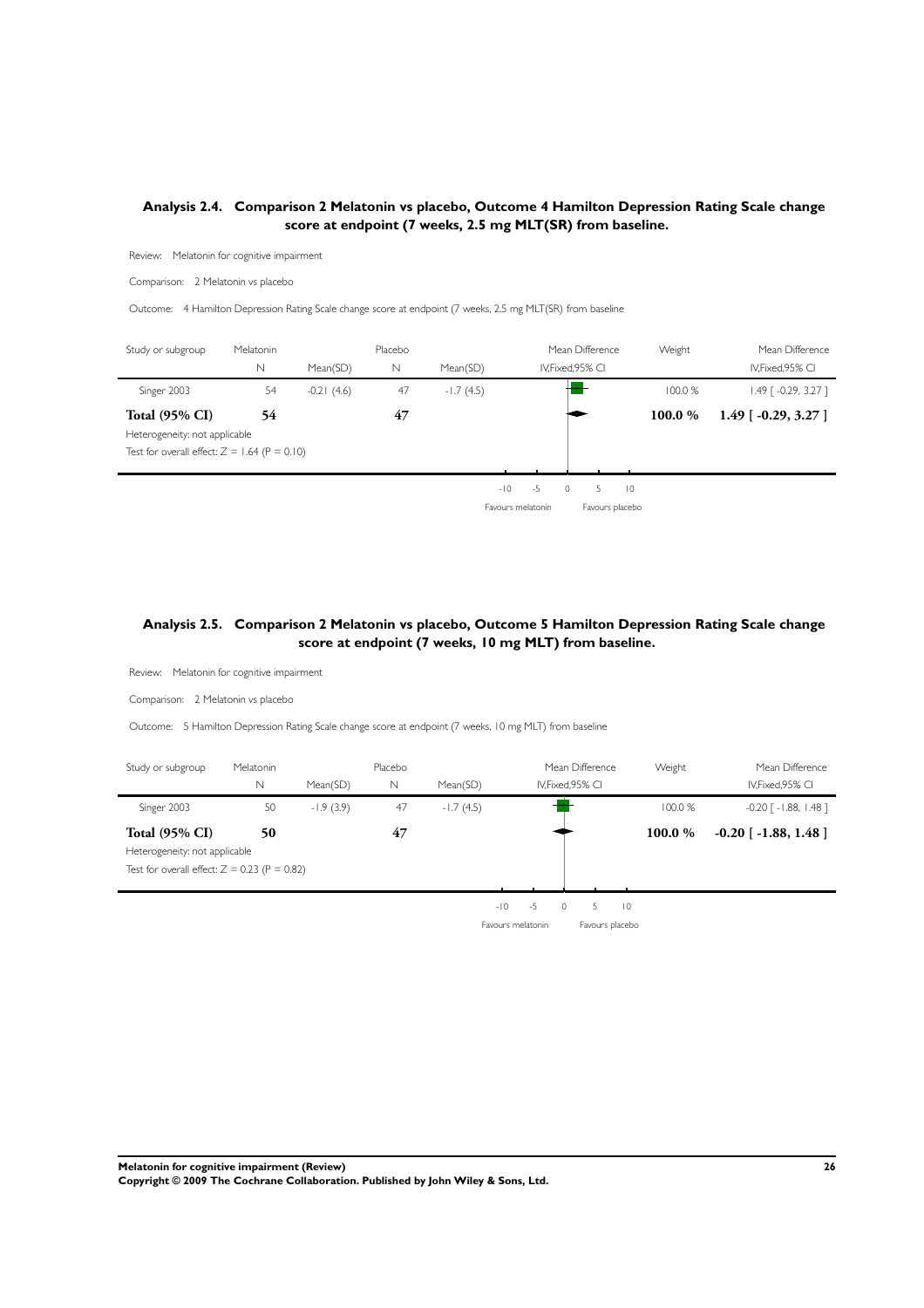### Analysis 2.4. Comparison 2 Melatonin vs placebo, Outcome 4 Hamilton Depression Rating Scale change score at endpoint (7 weeks, 2.5 mg MLT(SR) from baseline.

Review: Melatonin for cognitive impairment

Comparison: 2 Melatonin vs placebo

Outcome: 4 Hamilton Depression Rating Scale change score at endpoint (7 weeks, 2.5 mg MLT(SR) from baseline

| Study or subgroup | Melatonin N | Melatonin Mean(SD) | Placebo N | Placebo Mean(SD) | Mean Difference IV,Fixed,95% CI | Weight | Mean Difference IV,Fixed,95% CI |
|---|---|---|---|---|---|---|---|
| Singer 2003 | 54 | -0.21 (4.6) | 47 | -1.7 (4.5) | | 100.0 % | 1.49 [ -0.29, 3.27 ] |
| **Total (95% CI)** | **54** | | **47** | | | **100.0 %** | **1.49 [ -0.29, 3.27 ]** |
| Heterogeneity: not applicable | | | | | | | |
| Test for overall effect: Z = 1.64 (P = 0.10) | | | | | | | |

-10 -5 0 5 10

Favours melatonin Favours placebo

### Analysis 2.5. Comparison 2 Melatonin vs placebo, Outcome 5 Hamilton Depression Rating Scale change score at endpoint (7 weeks, 10 mg MLT) from baseline.

Review: Melatonin for cognitive impairment

Comparison: 2 Melatonin vs placebo

Outcome: 5 Hamilton Depression Rating Scale change score at endpoint (7 weeks, 10 mg MLT) from baseline

| Study or subgroup | Melatonin N | Melatonin Mean(SD) | Placebo N | Placebo Mean(SD) | Mean Difference IV,Fixed,95% CI | Weight | Mean Difference IV,Fixed,95% CI |
|---|---|---|---|---|---|---|---|
| Singer 2003 | 50 | -1.9 (3.9) | 47 | -1.7 (4.5) | | 100.0 % | -0.20 [ -1.88, 1.48 ] |
| **Total (95% CI)** | **50** | | **47** | | | **100.0 %** | **-0.20 [ -1.88, 1.48 ]** |
| Heterogeneity: not applicable | | | | | | | |
| Test for overall effect: Z = 0.23 (P = 0.82) | | | | | | | |

-10 -5 0 5 10

Favours melatonin Favours placebo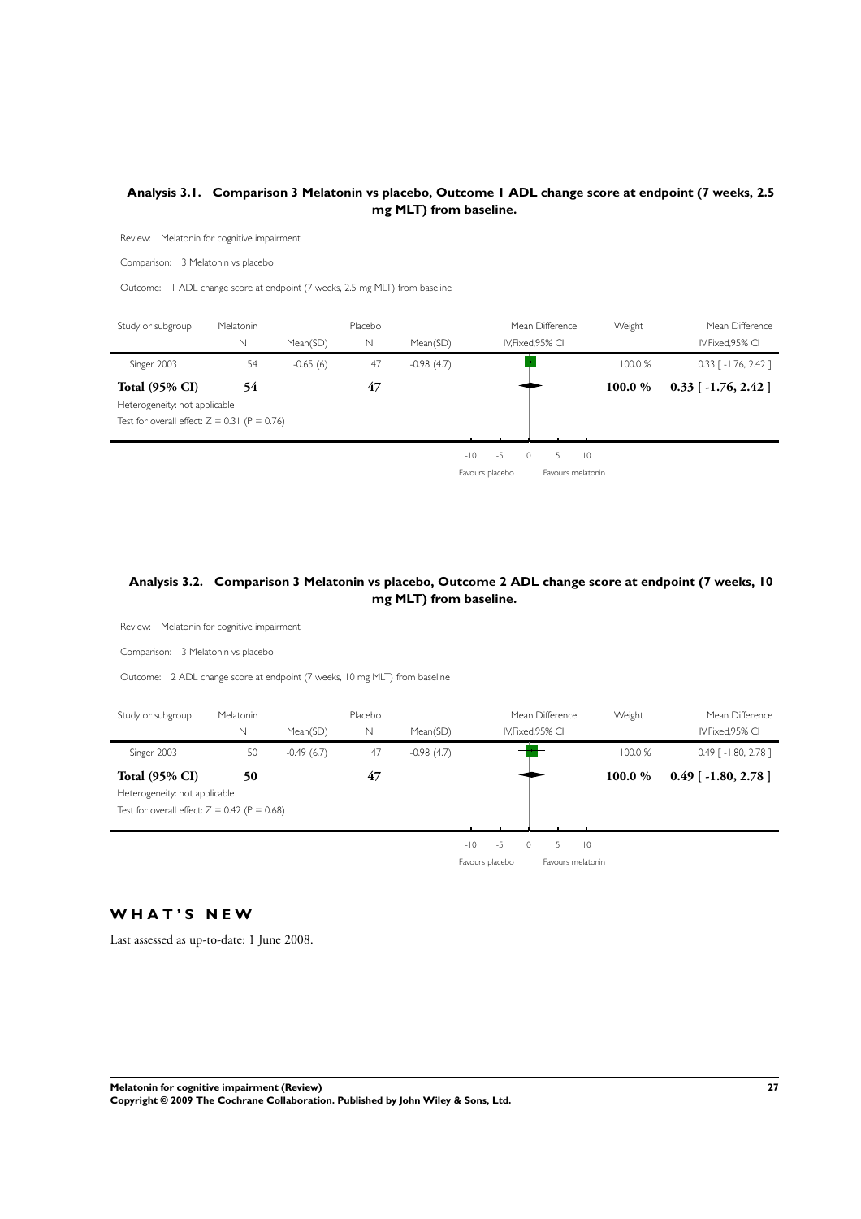## Analysis 3.1. Comparison 3 Melatonin vs placebo, Outcome 1 ADL change score at endpoint (7 weeks, 2.5 mg MLT) from baseline.

Review: Melatonin for cognitive impairment

Comparison: 3 Melatonin vs placebo

Outcome: 1 ADL change score at endpoint (7 weeks, 2.5 mg MLT) from baseline

| Study or subgroup | Melatonin N | Mean(SD) | Placebo N | Mean(SD) | Mean Difference IV,Fixed,95% CI | Weight | Mean Difference IV,Fixed,95% CI |
|---|---|---|---|---|---|---|---|
| Singer 2003 | 54 | -0.65 (6) | 47 | -0.98 (4.7) | | 100.0 % | 0.33 [ -1.76, 2.42 ] |
| **Total (95% CI)** | **54** | | **47** | | | **100.0 %** | **0.33 [ -1.76, 2.42 ]** |
| Heterogeneity: not applicable | | | | | | | |
| Test for overall effect: Z = 0.31 (P = 0.76) | | | | | | | |

-10 -5 0 5 10

Favours placebo Favours melatonin

## Analysis 3.2. Comparison 3 Melatonin vs placebo, Outcome 2 ADL change score at endpoint (7 weeks, 10 mg MLT) from baseline.

Review: Melatonin for cognitive impairment

Comparison: 3 Melatonin vs placebo

Outcome: 2 ADL change score at endpoint (7 weeks, 10 mg MLT) from baseline

| Study or subgroup | Melatonin N | Mean(SD) | Placebo N | Mean(SD) | Mean Difference IV,Fixed,95% CI | Weight | Mean Difference IV,Fixed,95% CI |
|---|---|---|---|---|---|---|---|
| Singer 2003 | 50 | -0.49 (6.7) | 47 | -0.98 (4.7) | | 100.0 % | 0.49 [ -1.80, 2.78 ] |
| **Total (95% CI)** | **50** | | **47** | | | **100.0 %** | **0.49 [ -1.80, 2.78 ]** |
| Heterogeneity: not applicable | | | | | | | |
| Test for overall effect: Z = 0.42 (P = 0.68) | | | | | | | |

-10 -5 0 5 10

Favours placebo Favours melatonin

# WHAT'S NEW

Last assessed as up-to-date: 1 June 2008.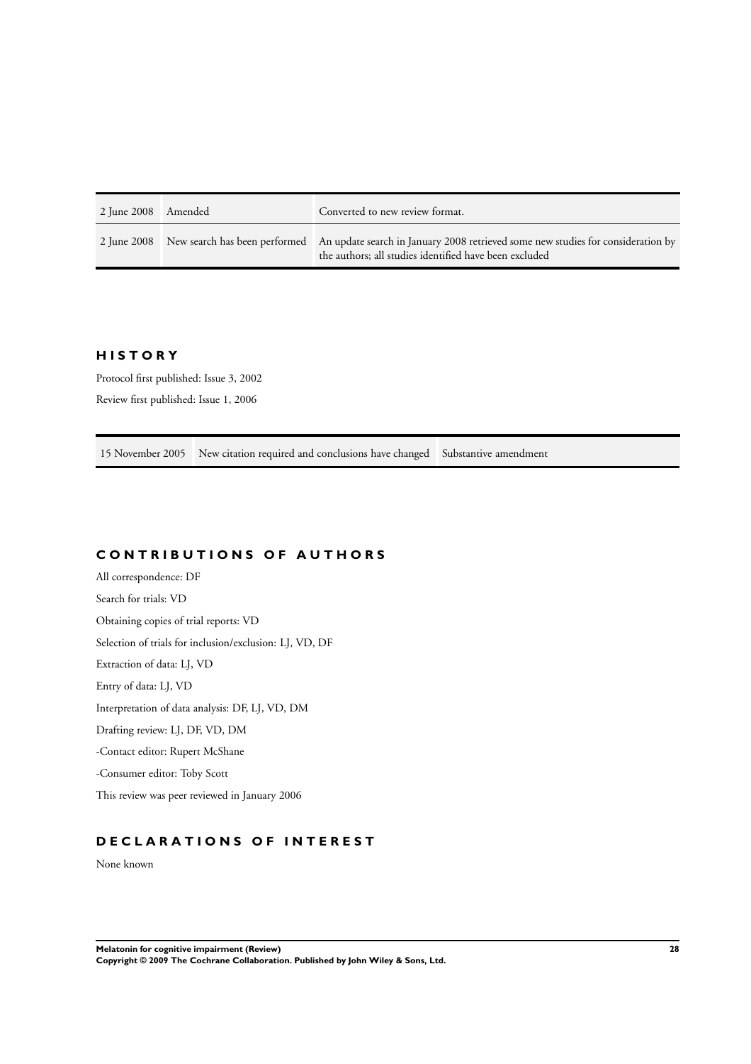| 2 June 2008 | Amended | Converted to new review format. |
| --- | --- | --- |
| 2 June 2008 | New search has been performed | An update search in January 2008 retrieved some new studies for consideration by the authors; all studies identified have been excluded |

## HISTORY

Protocol first published: Issue 3, 2002

Review first published: Issue 1, 2006

| 15 November 2005 | New citation required and conclusions have changed | Substantive amendment |
| --- | --- | --- |

## CONTRIBUTIONS OF AUTHORS

All correspondence: DF

Search for trials: VD

Obtaining copies of trial reports: VD

Selection of trials for inclusion/exclusion: LJ, VD, DF

Extraction of data: LJ, VD

Entry of data: LJ, VD

Interpretation of data analysis: DF, LJ, VD, DM

Drafting review: LJ, DF, VD, DM

-Contact editor: Rupert McShane

-Consumer editor: Toby Scott

This review was peer reviewed in January 2006

## DECLARATIONS OF INTEREST

None known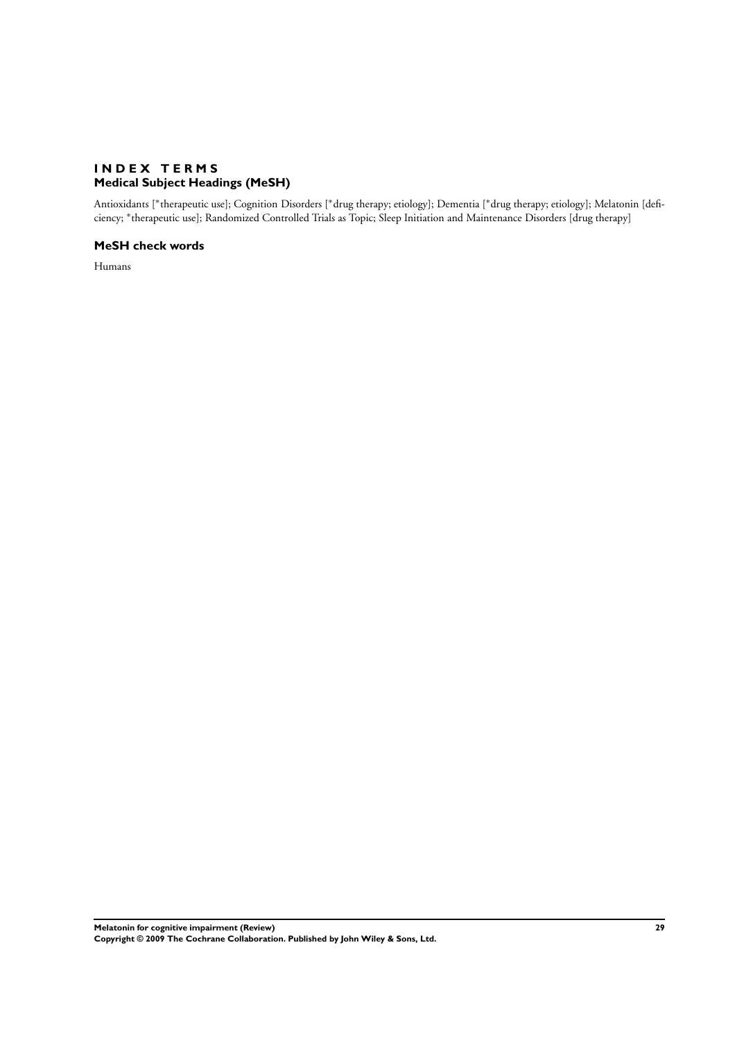# INDEX TERMS

## Medical Subject Headings (MeSH)

Antioxidants [*therapeutic use]; Cognition Disorders [*drug therapy; etiology]; Dementia [*drug therapy; etiology]; Melatonin [deficiency; *therapeutic use]; Randomized Controlled Trials as Topic; Sleep Initiation and Maintenance Disorders [drug therapy]

## MeSH check words

Humans